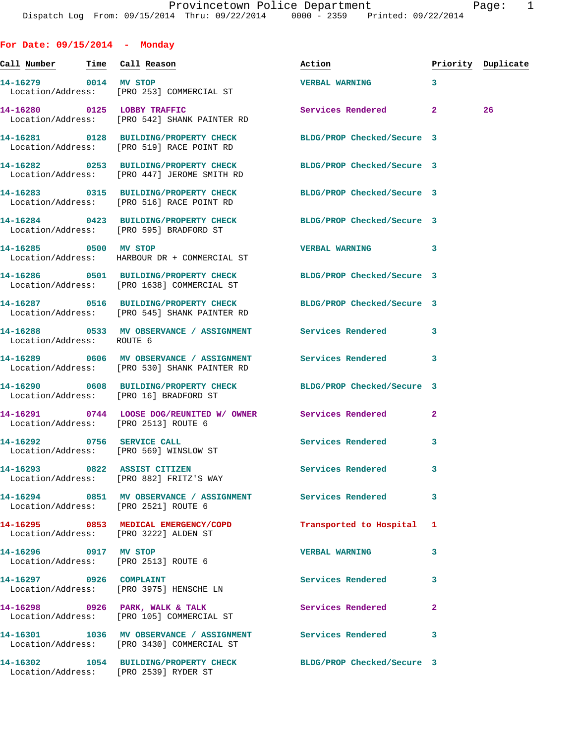## For Date: 09/15/2014 - Monday

| Call Number | Time | Call Reason | Action | Priority | Duplicate |
|---|---|---|---|---|---|
| 14-16279 | 0014 | MV STOP<br>Location/Address: [PRO 253] COMMERCIAL ST | VERBAL WARNING | 3 | |
| 14-16280 | 0125 | LOBBY TRAFFIC<br>Location/Address: [PRO 542] SHANK PAINTER RD | Services Rendered | 2 | 26 |
| 14-16281 | 0128 | BUILDING/PROPERTY CHECK<br>Location/Address: [PRO 519] RACE POINT RD | BLDG/PROP Checked/Secure | 3 | |
| 14-16282 | 0253 | BUILDING/PROPERTY CHECK<br>Location/Address: [PRO 447] JEROME SMITH RD | BLDG/PROP Checked/Secure | 3 | |
| 14-16283 | 0315 | BUILDING/PROPERTY CHECK<br>Location/Address: [PRO 516] RACE POINT RD | BLDG/PROP Checked/Secure | 3 | |
| 14-16284 | 0423 | BUILDING/PROPERTY CHECK<br>Location/Address: [PRO 595] BRADFORD ST | BLDG/PROP Checked/Secure | 3 | |
| 14-16285 | 0500 | MV STOP<br>Location/Address: HARBOUR DR + COMMERCIAL ST | VERBAL WARNING | 3 | |
| 14-16286 | 0501 | BUILDING/PROPERTY CHECK<br>Location/Address: [PRO 1638] COMMERCIAL ST | BLDG/PROP Checked/Secure | 3 | |
| 14-16287 | 0516 | BUILDING/PROPERTY CHECK<br>Location/Address: [PRO 545] SHANK PAINTER RD | BLDG/PROP Checked/Secure | 3 | |
| 14-16288 | 0533 | MV OBSERVANCE / ASSIGNMENT<br>Location/Address: ROUTE 6 | Services Rendered | 3 | |
| 14-16289 | 0606 | MV OBSERVANCE / ASSIGNMENT<br>Location/Address: [PRO 530] SHANK PAINTER RD | Services Rendered | 3 | |
| 14-16290 | 0608 | BUILDING/PROPERTY CHECK<br>Location/Address: [PRO 16] BRADFORD ST | BLDG/PROP Checked/Secure | 3 | |
| 14-16291 | 0744 | LOOSE DOG/REUNITED W/ OWNER<br>Location/Address: [PRO 2513] ROUTE 6 | Services Rendered | 2 | |
| 14-16292 | 0756 | SERVICE CALL<br>Location/Address: [PRO 569] WINSLOW ST | Services Rendered | 3 | |
| 14-16293 | 0822 | ASSIST CITIZEN<br>Location/Address: [PRO 882] FRITZ'S WAY | Services Rendered | 3 | |
| 14-16294 | 0851 | MV OBSERVANCE / ASSIGNMENT<br>Location/Address: [PRO 2521] ROUTE 6 | Services Rendered | 3 | |
| 14-16295 | 0853 | MEDICAL EMERGENCY/COPD<br>Location/Address: [PRO 3222] ALDEN ST | Transported to Hospital | 1 | |
| 14-16296 | 0917 | MV STOP<br>Location/Address: [PRO 2513] ROUTE 6 | VERBAL WARNING | 3 | |
| 14-16297 | 0926 | COMPLAINT<br>Location/Address: [PRO 3975] HENSCHE LN | Services Rendered | 3 | |
| 14-16298 | 0926 | PARK, WALK & TALK<br>Location/Address: [PRO 105] COMMERCIAL ST | Services Rendered | 2 | |
| 14-16301 | 1036 | MV OBSERVANCE / ASSIGNMENT<br>Location/Address: [PRO 3430] COMMERCIAL ST | Services Rendered | 3 | |
| 14-16302 | 1054 | BUILDING/PROPERTY CHECK<br>Location/Address: [PRO 2539] RYDER ST | BLDG/PROP Checked/Secure | 3 | |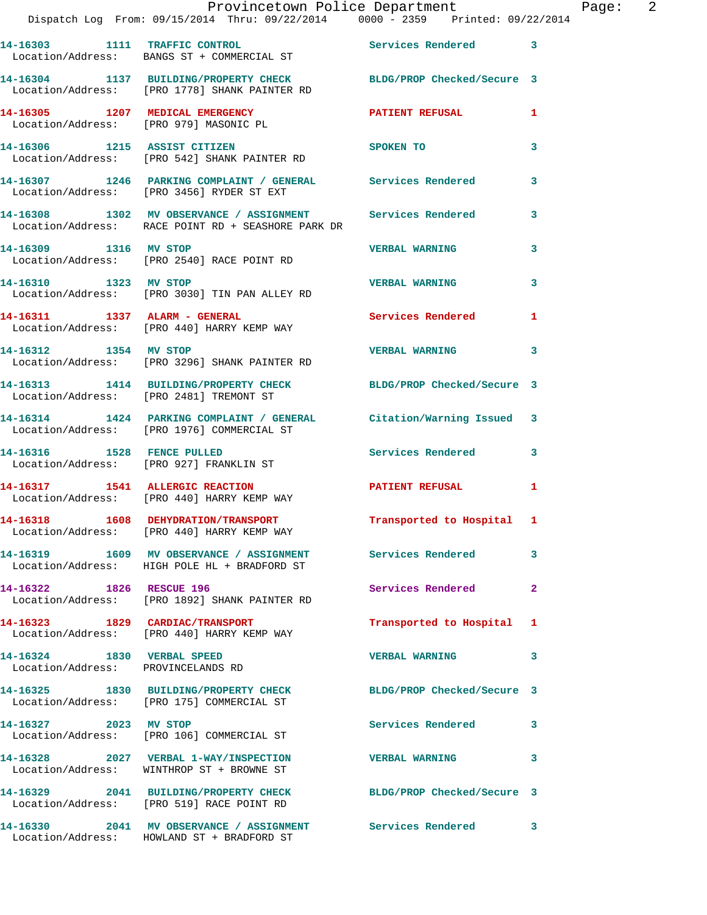| Call Number | Time | Call Reason | Action | Priority |
|---|---|---|---|---|
| 14-16303 | 1111 | TRAFFIC CONTROL | Services Rendered | 3 |
| Location/Address: | | BANGS ST + COMMERCIAL ST | | |
| 14-16304 | 1137 | BUILDING/PROPERTY CHECK | BLDG/PROP Checked/Secure | 3 |
| Location/Address: | | [PRO 1778] SHANK PAINTER RD | | |
| 14-16305 | 1207 | MEDICAL EMERGENCY | PATIENT REFUSAL | 1 |
| Location/Address: | | [PRO 979] MASONIC PL | | |
| 14-16306 | 1215 | ASSIST CITIZEN | SPOKEN TO | 3 |
| Location/Address: | | [PRO 542] SHANK PAINTER RD | | |
| 14-16307 | 1246 | PARKING COMPLAINT / GENERAL | Services Rendered | 3 |
| Location/Address: | | [PRO 3456] RYDER ST EXT | | |
| 14-16308 | 1302 | MV OBSERVANCE / ASSIGNMENT | Services Rendered | 3 |
| Location/Address: | | RACE POINT RD + SEASHORE PARK DR | | |
| 14-16309 | 1316 | MV STOP | VERBAL WARNING | 3 |
| Location/Address: | | [PRO 2540] RACE POINT RD | | |
| 14-16310 | 1323 | MV STOP | VERBAL WARNING | 3 |
| Location/Address: | | [PRO 3030] TIN PAN ALLEY RD | | |
| 14-16311 | 1337 | ALARM - GENERAL | Services Rendered | 1 |
| Location/Address: | | [PRO 440] HARRY KEMP WAY | | |
| 14-16312 | 1354 | MV STOP | VERBAL WARNING | 3 |
| Location/Address: | | [PRO 3296] SHANK PAINTER RD | | |
| 14-16313 | 1414 | BUILDING/PROPERTY CHECK | BLDG/PROP Checked/Secure | 3 |
| Location/Address: | | [PRO 2481] TREMONT ST | | |
| 14-16314 | 1424 | PARKING COMPLAINT / GENERAL | Citation/Warning Issued | 3 |
| Location/Address: | | [PRO 1976] COMMERCIAL ST | | |
| 14-16316 | 1528 | FENCE PULLED | Services Rendered | 3 |
| Location/Address: | | [PRO 927] FRANKLIN ST | | |
| 14-16317 | 1541 | ALLERGIC REACTION | PATIENT REFUSAL | 1 |
| Location/Address: | | [PRO 440] HARRY KEMP WAY | | |
| 14-16318 | 1608 | DEHYDRATION/TRANSPORT | Transported to Hospital | 1 |
| Location/Address: | | [PRO 440] HARRY KEMP WAY | | |
| 14-16319 | 1609 | MV OBSERVANCE / ASSIGNMENT | Services Rendered | 3 |
| Location/Address: | | HIGH POLE HL + BRADFORD ST | | |
| 14-16322 | 1826 | RESCUE 196 | Services Rendered | 2 |
| Location/Address: | | [PRO 1892] SHANK PAINTER RD | | |
| 14-16323 | 1829 | CARDIAC/TRANSPORT | Transported to Hospital | 1 |
| Location/Address: | | [PRO 440] HARRY KEMP WAY | | |
| 14-16324 | 1830 | VERBAL SPEED | VERBAL WARNING | 3 |
| Location/Address: | | PROVINCELANDS RD | | |
| 14-16325 | 1830 | BUILDING/PROPERTY CHECK | BLDG/PROP Checked/Secure | 3 |
| Location/Address: | | [PRO 175] COMMERCIAL ST | | |
| 14-16327 | 2023 | MV STOP | Services Rendered | 3 |
| Location/Address: | | [PRO 106] COMMERCIAL ST | | |
| 14-16328 | 2027 | VERBAL 1-WAY/INSPECTION | VERBAL WARNING | 3 |
| Location/Address: | | WINTHROP ST + BROWNE ST | | |
| 14-16329 | 2041 | BUILDING/PROPERTY CHECK | BLDG/PROP Checked/Secure | 3 |
| Location/Address: | | [PRO 519] RACE POINT RD | | |
| 14-16330 | 2041 | MV OBSERVANCE / ASSIGNMENT | Services Rendered | 3 |
| Location/Address: | | HOWLAND ST + BRADFORD ST | | |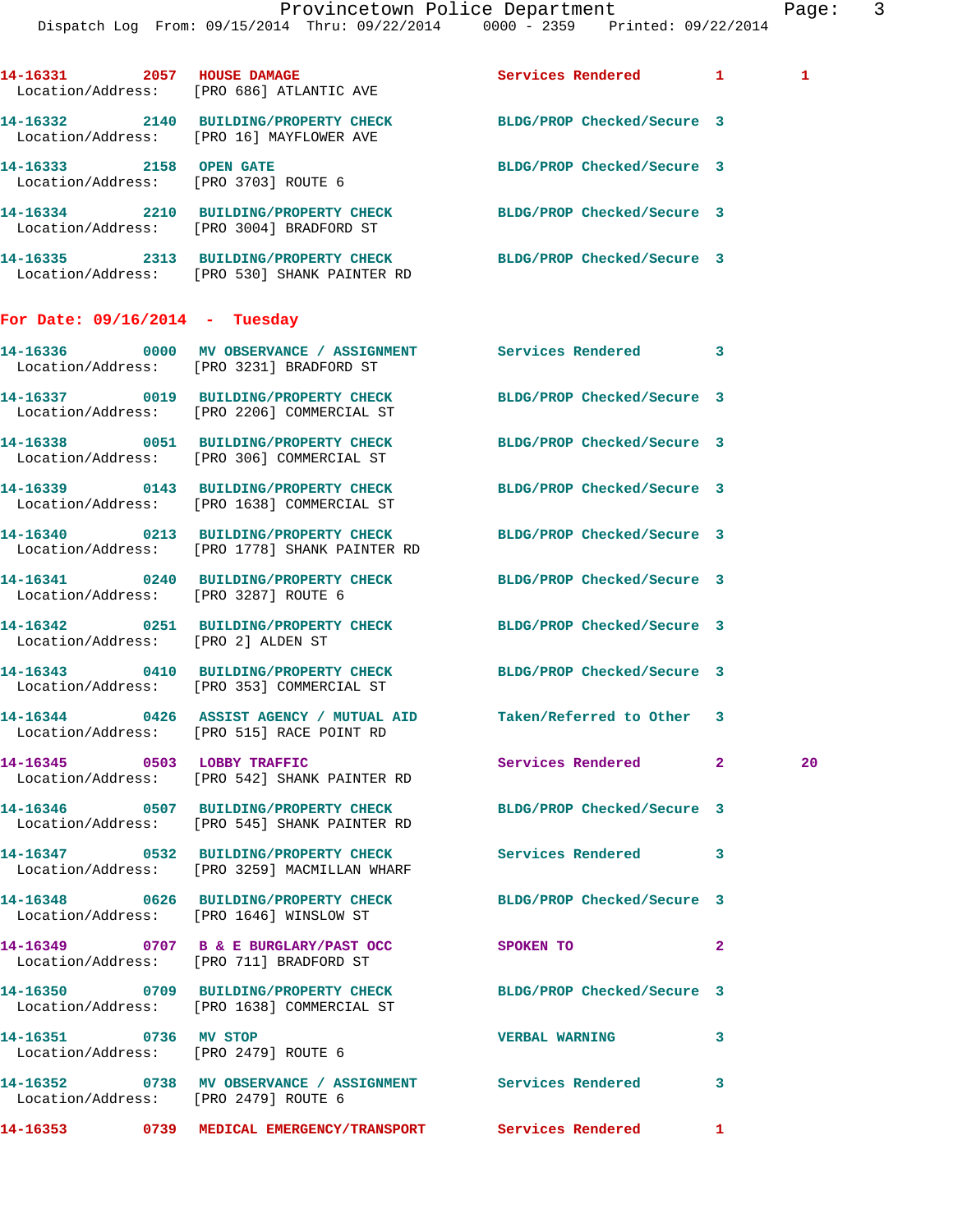| Call # | Time | Call Reason | Action | Priority | |
|---|---|---|---|---|---|
| 14-16331 | 2057 | HOUSE DAMAGE | Services Rendered | 1 | 1 |
| | | Location/Address: [PRO 686] ATLANTIC AVE | | | |
| 14-16332 | 2140 | BUILDING/PROPERTY CHECK | BLDG/PROP Checked/Secure | 3 | |
| | | Location/Address: [PRO 16] MAYFLOWER AVE | | | |
| 14-16333 | 2158 | OPEN GATE | BLDG/PROP Checked/Secure | 3 | |
| | | Location/Address: [PRO 3703] ROUTE 6 | | | |
| 14-16334 | 2210 | BUILDING/PROPERTY CHECK | BLDG/PROP Checked/Secure | 3 | |
| | | Location/Address: [PRO 3004] BRADFORD ST | | | |
| 14-16335 | 2313 | BUILDING/PROPERTY CHECK | BLDG/PROP Checked/Secure | 3 | |
| | | Location/Address: [PRO 530] SHANK PAINTER RD | | | |

## For Date: 09/16/2014 - Tuesday

| Call # | Time | Call Reason | Action | Priority | |
|---|---|---|---|---|---|
| 14-16336 | 0000 | MV OBSERVANCE / ASSIGNMENT | Services Rendered | 3 | |
| | | Location/Address: [PRO 3231] BRADFORD ST | | | |
| 14-16337 | 0019 | BUILDING/PROPERTY CHECK | BLDG/PROP Checked/Secure | 3 | |
| | | Location/Address: [PRO 2206] COMMERCIAL ST | | | |
| 14-16338 | 0051 | BUILDING/PROPERTY CHECK | BLDG/PROP Checked/Secure | 3 | |
| | | Location/Address: [PRO 306] COMMERCIAL ST | | | |
| 14-16339 | 0143 | BUILDING/PROPERTY CHECK | BLDG/PROP Checked/Secure | 3 | |
| | | Location/Address: [PRO 1638] COMMERCIAL ST | | | |
| 14-16340 | 0213 | BUILDING/PROPERTY CHECK | BLDG/PROP Checked/Secure | 3 | |
| | | Location/Address: [PRO 1778] SHANK PAINTER RD | | | |
| 14-16341 | 0240 | BUILDING/PROPERTY CHECK | BLDG/PROP Checked/Secure | 3 | |
| | | Location/Address: [PRO 3287] ROUTE 6 | | | |
| 14-16342 | 0251 | BUILDING/PROPERTY CHECK | BLDG/PROP Checked/Secure | 3 | |
| | | Location/Address: [PRO 2] ALDEN ST | | | |
| 14-16343 | 0410 | BUILDING/PROPERTY CHECK | BLDG/PROP Checked/Secure | 3 | |
| | | Location/Address: [PRO 353] COMMERCIAL ST | | | |
| 14-16344 | 0426 | ASSIST AGENCY / MUTUAL AID | Taken/Referred to Other | 3 | |
| | | Location/Address: [PRO 515] RACE POINT RD | | | |
| 14-16345 | 0503 | LOBBY TRAFFIC | Services Rendered | 2 | 20 |
| | | Location/Address: [PRO 542] SHANK PAINTER RD | | | |
| 14-16346 | 0507 | BUILDING/PROPERTY CHECK | BLDG/PROP Checked/Secure | 3 | |
| | | Location/Address: [PRO 545] SHANK PAINTER RD | | | |
| 14-16347 | 0532 | BUILDING/PROPERTY CHECK | Services Rendered | 3 | |
| | | Location/Address: [PRO 3259] MACMILLAN WHARF | | | |
| 14-16348 | 0626 | BUILDING/PROPERTY CHECK | BLDG/PROP Checked/Secure | 3 | |
| | | Location/Address: [PRO 1646] WINSLOW ST | | | |
| 14-16349 | 0707 | B & E BURGLARY/PAST OCC | SPOKEN TO | 2 | |
| | | Location/Address: [PRO 711] BRADFORD ST | | | |
| 14-16350 | 0709 | BUILDING/PROPERTY CHECK | BLDG/PROP Checked/Secure | 3 | |
| | | Location/Address: [PRO 1638] COMMERCIAL ST | | | |
| 14-16351 | 0736 | MV STOP | VERBAL WARNING | 3 | |
| | | Location/Address: [PRO 2479] ROUTE 6 | | | |
| 14-16352 | 0738 | MV OBSERVANCE / ASSIGNMENT | Services Rendered | 3 | |
| | | Location/Address: [PRO 2479] ROUTE 6 | | | |
| 14-16353 | 0739 | MEDICAL EMERGENCY/TRANSPORT | Services Rendered | 1 | |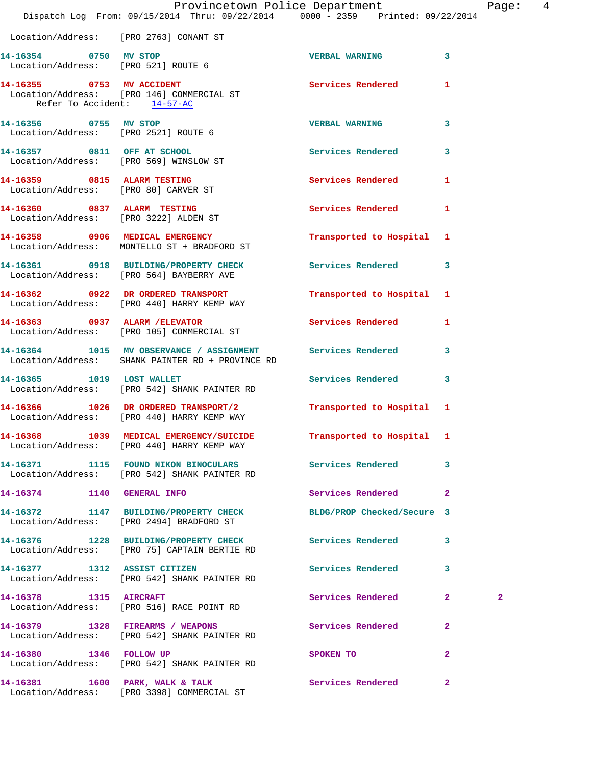Location/Address: [PRO 2763] CONANT ST

**14-16354** 0750 **MV STOP** VERBAL WARNING 3
Location/Address: [PRO 521] ROUTE 6

**14-16355** 0753 **MV ACCIDENT** Services Rendered 1
Location/Address: [PRO 146] COMMERCIAL ST
Refer To Accident: 14-57-AC

**14-16356** 0755 **MV STOP** VERBAL WARNING 3
Location/Address: [PRO 2521] ROUTE 6

**14-16357** 0811 **OFF AT SCHOOL** Services Rendered 3
Location/Address: [PRO 569] WINSLOW ST

**14-16359** 0815 **ALARM TESTING** Services Rendered 1
Location/Address: [PRO 80] CARVER ST

**14-16360** 0837 **ALARM TESTING** Services Rendered 1
Location/Address: [PRO 3222] ALDEN ST

**14-16358** 0906 **MEDICAL EMERGENCY** Transported to Hospital 1
Location/Address: MONTELLO ST + BRADFORD ST

**14-16361** 0918 **BUILDING/PROPERTY CHECK** Services Rendered 3
Location/Address: [PRO 564] BAYBERRY AVE

**14-16362** 0922 **DR ORDERED TRANSPORT** Transported to Hospital 1
Location/Address: [PRO 440] HARRY KEMP WAY

**14-16363** 0937 **ALARM /ELEVATOR** Services Rendered 1
Location/Address: [PRO 105] COMMERCIAL ST

**14-16364** 1015 **MV OBSERVANCE / ASSIGNMENT** Services Rendered 3
Location/Address: SHANK PAINTER RD + PROVINCE RD

**14-16365** 1019 **LOST WALLET** Services Rendered 3
Location/Address: [PRO 542] SHANK PAINTER RD

**14-16366** 1026 **DR ORDERED TRANSPORT/2** Transported to Hospital 1
Location/Address: [PRO 440] HARRY KEMP WAY

**14-16368** 1039 **MEDICAL EMERGENCY/SUICIDE** Transported to Hospital 1
Location/Address: [PRO 440] HARRY KEMP WAY

**14-16371** 1115 **FOUND NIKON BINOCULARS** Services Rendered 3
Location/Address: [PRO 542] SHANK PAINTER RD

**14-16374** 1140 **GENERAL INFO** Services Rendered 2

**14-16372** 1147 **BUILDING/PROPERTY CHECK** BLDG/PROP Checked/Secure 3
Location/Address: [PRO 2494] BRADFORD ST

**14-16376** 1228 **BUILDING/PROPERTY CHECK** Services Rendered 3
Location/Address: [PRO 75] CAPTAIN BERTIE RD

**14-16377** 1312 **ASSIST CITIZEN** Services Rendered 3
Location/Address: [PRO 542] SHANK PAINTER RD

**14-16378** 1315 **AIRCRAFT** Services Rendered 2 2
Location/Address: [PRO 516] RACE POINT RD

**14-16379** 1328 **FIREARMS / WEAPONS** Services Rendered 2
Location/Address: [PRO 542] SHANK PAINTER RD

**14-16380** 1346 **FOLLOW UP** SPOKEN TO 2
Location/Address: [PRO 542] SHANK PAINTER RD

**14-16381** 1600 **PARK, WALK & TALK** Services Rendered 2
Location/Address: [PRO 3398] COMMERCIAL ST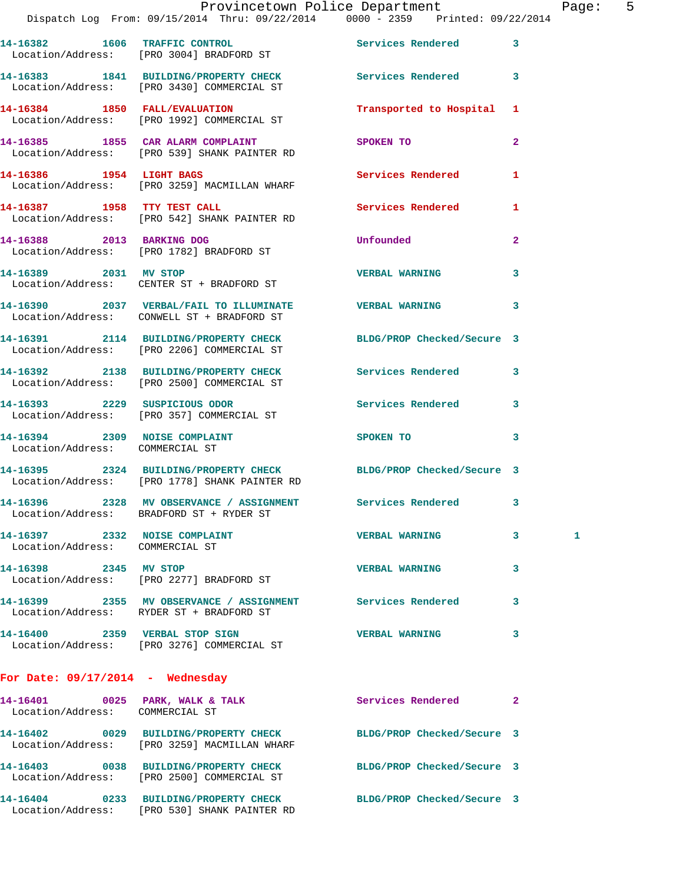14-16382 1606 TRAFFIC CONTROL Services Rendered 3
Location/Address: [PRO 3004] BRADFORD ST

14-16383 1841 BUILDING/PROPERTY CHECK Services Rendered 3
Location/Address: [PRO 3430] COMMERCIAL ST

14-16384 1850 FALL/EVALUATION Transported to Hospital 1
Location/Address: [PRO 1992] COMMERCIAL ST

14-16385 1855 CAR ALARM COMPLAINT SPOKEN TO 2
Location/Address: [PRO 539] SHANK PAINTER RD

14-16386 1954 LIGHT BAGS Services Rendered 1
Location/Address: [PRO 3259] MACMILLAN WHARF

14-16387 1958 TTY TEST CALL Services Rendered 1
Location/Address: [PRO 542] SHANK PAINTER RD

14-16388 2013 BARKING DOG Unfounded 2
Location/Address: [PRO 1782] BRADFORD ST

14-16389 2031 MV STOP VERBAL WARNING 3
Location/Address: CENTER ST + BRADFORD ST

14-16390 2037 VERBAL/FAIL TO ILLUMINATE VERBAL WARNING 3
Location/Address: CONWELL ST + BRADFORD ST

14-16391 2114 BUILDING/PROPERTY CHECK BLDG/PROP Checked/Secure 3
Location/Address: [PRO 2206] COMMERCIAL ST

14-16392 2138 BUILDING/PROPERTY CHECK Services Rendered 3
Location/Address: [PRO 2500] COMMERCIAL ST

14-16393 2229 SUSPICIOUS ODOR Services Rendered 3
Location/Address: [PRO 357] COMMERCIAL ST

14-16394 2309 NOISE COMPLAINT SPOKEN TO 3
Location/Address: COMMERCIAL ST

14-16395 2324 BUILDING/PROPERTY CHECK BLDG/PROP Checked/Secure 3
Location/Address: [PRO 1778] SHANK PAINTER RD

14-16396 2328 MV OBSERVANCE / ASSIGNMENT Services Rendered 3
Location/Address: BRADFORD ST + RYDER ST

14-16397 2332 NOISE COMPLAINT VERBAL WARNING 3 1
Location/Address: COMMERCIAL ST

14-16398 2345 MV STOP VERBAL WARNING 3
Location/Address: [PRO 2277] BRADFORD ST

14-16399 2355 MV OBSERVANCE / ASSIGNMENT Services Rendered 3
Location/Address: RYDER ST + BRADFORD ST

14-16400 2359 VERBAL STOP SIGN VERBAL WARNING 3
Location/Address: [PRO 3276] COMMERCIAL ST

## For Date: 09/17/2014 - Wednesday

14-16401 0025 PARK, WALK & TALK Services Rendered 2
Location/Address: COMMERCIAL ST

14-16402 0029 BUILDING/PROPERTY CHECK BLDG/PROP Checked/Secure 3
Location/Address: [PRO 3259] MACMILLAN WHARF

14-16403 0038 BUILDING/PROPERTY CHECK BLDG/PROP Checked/Secure 3
Location/Address: [PRO 2500] COMMERCIAL ST

14-16404 0233 BUILDING/PROPERTY CHECK BLDG/PROP Checked/Secure 3
Location/Address: [PRO 530] SHANK PAINTER RD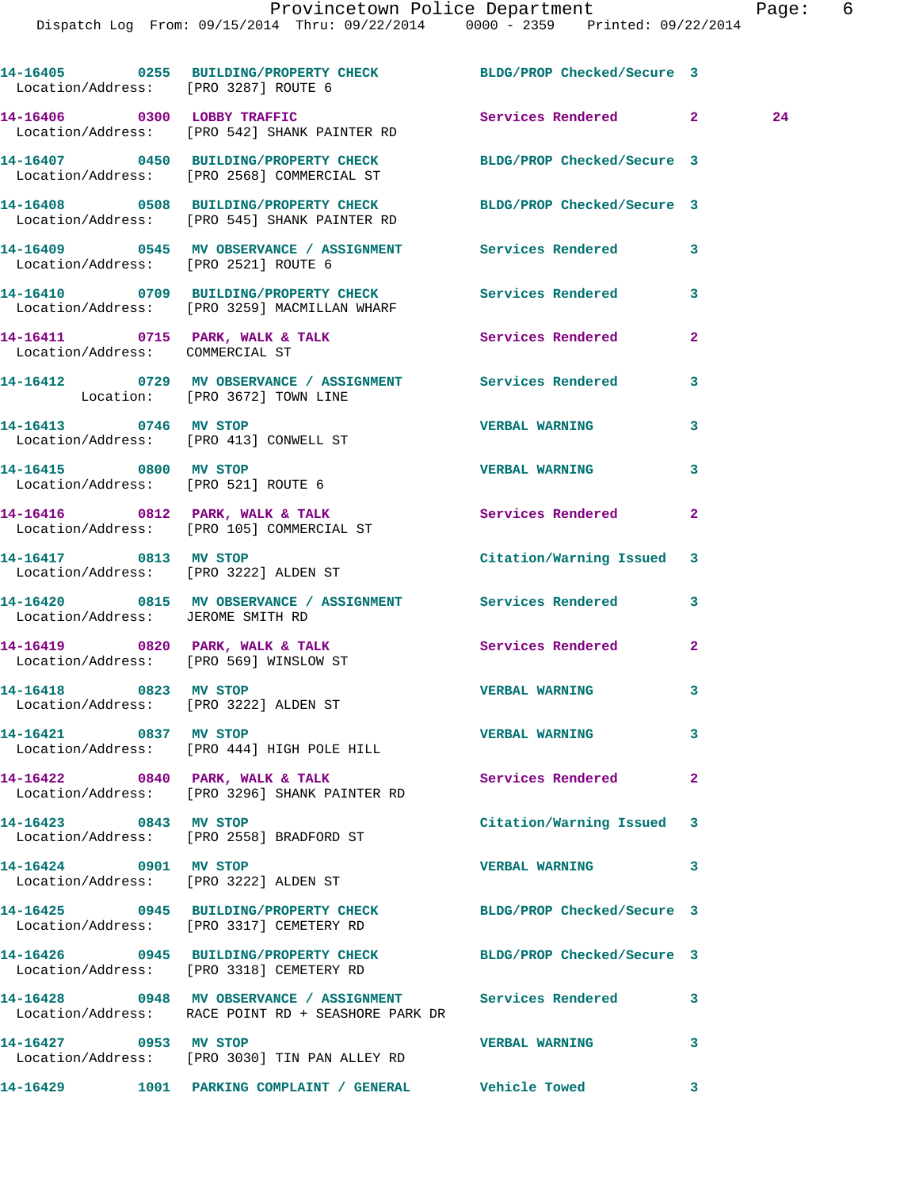14-16405 0255 BUILDING/PROPERTY CHECK BLDG/PROP Checked/Secure 3
Location/Address: [PRO 3287] ROUTE 6

14-16406 0300 LOBBY TRAFFIC Services Rendered 2 24
Location/Address: [PRO 542] SHANK PAINTER RD

14-16407 0450 BUILDING/PROPERTY CHECK BLDG/PROP Checked/Secure 3
Location/Address: [PRO 2568] COMMERCIAL ST

14-16408 0508 BUILDING/PROPERTY CHECK BLDG/PROP Checked/Secure 3
Location/Address: [PRO 545] SHANK PAINTER RD

14-16409 0545 MV OBSERVANCE / ASSIGNMENT Services Rendered 3
Location/Address: [PRO 2521] ROUTE 6

14-16410 0709 BUILDING/PROPERTY CHECK Services Rendered 3
Location/Address: [PRO 3259] MACMILLAN WHARF

14-16411 0715 PARK, WALK & TALK Services Rendered 2
Location/Address: COMMERCIAL ST

14-16412 0729 MV OBSERVANCE / ASSIGNMENT Services Rendered 3
Location: [PRO 3672] TOWN LINE

14-16413 0746 MV STOP VERBAL WARNING 3
Location/Address: [PRO 413] CONWELL ST

14-16415 0800 MV STOP VERBAL WARNING 3
Location/Address: [PRO 521] ROUTE 6

14-16416 0812 PARK, WALK & TALK Services Rendered 2
Location/Address: [PRO 105] COMMERCIAL ST

14-16417 0813 MV STOP Citation/Warning Issued 3
Location/Address: [PRO 3222] ALDEN ST

14-16420 0815 MV OBSERVANCE / ASSIGNMENT Services Rendered 3
Location/Address: JEROME SMITH RD

14-16419 0820 PARK, WALK & TALK Services Rendered 2
Location/Address: [PRO 569] WINSLOW ST

14-16418 0823 MV STOP VERBAL WARNING 3
Location/Address: [PRO 3222] ALDEN ST

14-16421 0837 MV STOP VERBAL WARNING 3
Location/Address: [PRO 444] HIGH POLE HILL

14-16422 0840 PARK, WALK & TALK Services Rendered 2
Location/Address: [PRO 3296] SHANK PAINTER RD

14-16423 0843 MV STOP Citation/Warning Issued 3
Location/Address: [PRO 2558] BRADFORD ST

14-16424 0901 MV STOP VERBAL WARNING 3
Location/Address: [PRO 3222] ALDEN ST

14-16425 0945 BUILDING/PROPERTY CHECK BLDG/PROP Checked/Secure 3
Location/Address: [PRO 3317] CEMETERY RD

14-16426 0945 BUILDING/PROPERTY CHECK BLDG/PROP Checked/Secure 3
Location/Address: [PRO 3318] CEMETERY RD

14-16428 0948 MV OBSERVANCE / ASSIGNMENT Services Rendered 3
Location/Address: RACE POINT RD + SEASHORE PARK DR

14-16427 0953 MV STOP VERBAL WARNING 3
Location/Address: [PRO 3030] TIN PAN ALLEY RD

14-16429 1001 PARKING COMPLAINT / GENERAL Vehicle Towed 3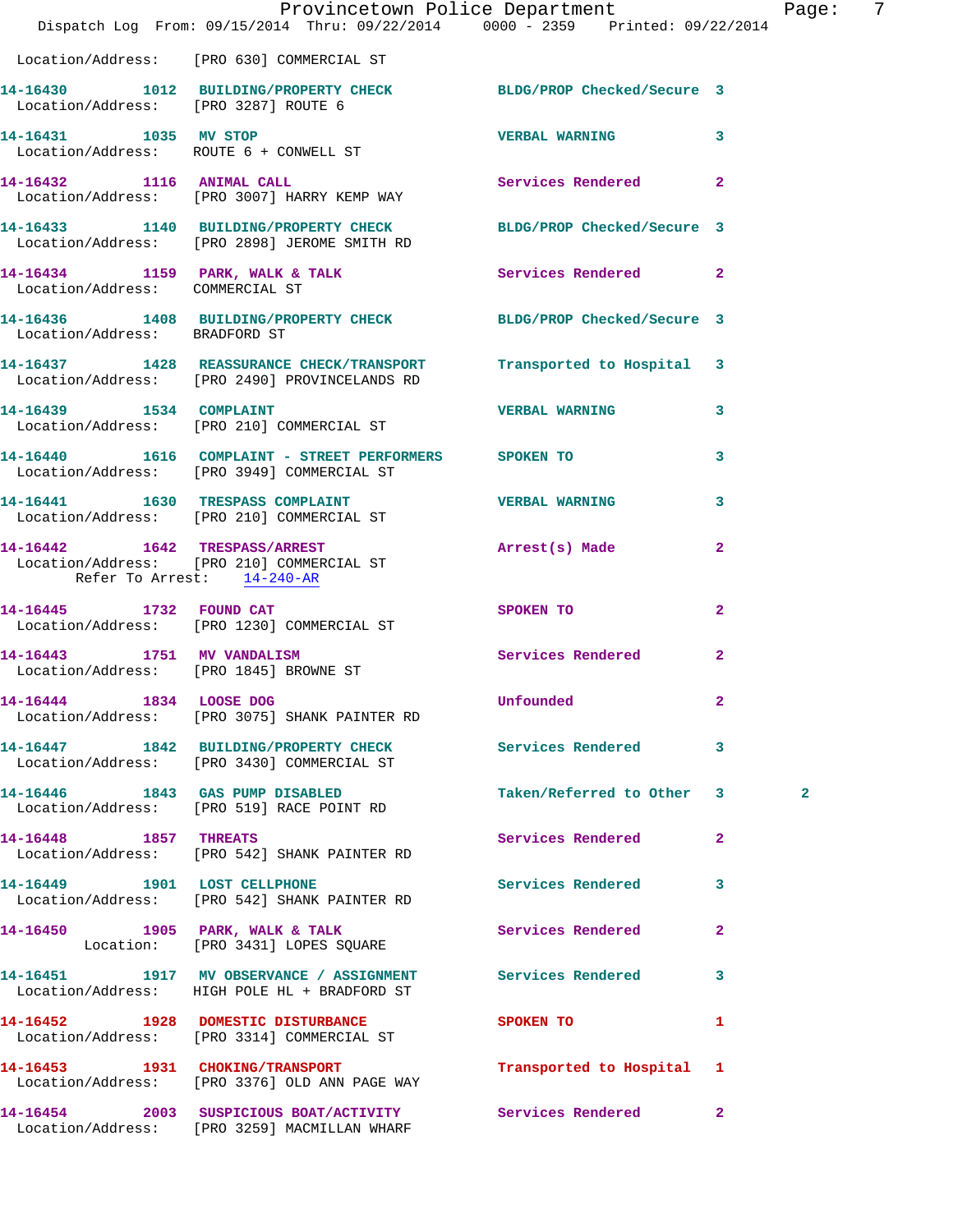Location/Address: [PRO 630] COMMERCIAL ST

**14-16430 1012 BUILDING/PROPERTY CHECK** — BLDG/PROP Checked/Secure 3
Location/Address: [PRO 3287] ROUTE 6

**14-16431 1035 MV STOP** — VERBAL WARNING 3
Location/Address: ROUTE 6 + CONWELL ST

**14-16432 1116 ANIMAL CALL** — Services Rendered 2
Location/Address: [PRO 3007] HARRY KEMP WAY

**14-16433 1140 BUILDING/PROPERTY CHECK** — BLDG/PROP Checked/Secure 3
Location/Address: [PRO 2898] JEROME SMITH RD

**14-16434 1159 PARK, WALK & TALK** — Services Rendered 2
Location/Address: COMMERCIAL ST

**14-16436 1408 BUILDING/PROPERTY CHECK** — BLDG/PROP Checked/Secure 3
Location/Address: BRADFORD ST

**14-16437 1428 REASSURANCE CHECK/TRANSPORT** — Transported to Hospital 3
Location/Address: [PRO 2490] PROVINCELANDS RD

**14-16439 1534 COMPLAINT** — VERBAL WARNING 3
Location/Address: [PRO 210] COMMERCIAL ST

**14-16440 1616 COMPLAINT - STREET PERFORMERS** — SPOKEN TO 3
Location/Address: [PRO 3949] COMMERCIAL ST

**14-16441 1630 TRESPASS COMPLAINT** — VERBAL WARNING 3
Location/Address: [PRO 210] COMMERCIAL ST

**14-16442 1642 TRESPASS/ARREST** — Arrest(s) Made 2
Location/Address: [PRO 210] COMMERCIAL ST
Refer To Arrest: 14-240-AR

**14-16445 1732 FOUND CAT** — SPOKEN TO 2
Location/Address: [PRO 1230] COMMERCIAL ST

**14-16443 1751 MV VANDALISM** — Services Rendered 2
Location/Address: [PRO 1845] BROWNE ST

**14-16444 1834 LOOSE DOG** — Unfounded 2
Location/Address: [PRO 3075] SHANK PAINTER RD

**14-16447 1842 BUILDING/PROPERTY CHECK** — Services Rendered 3
Location/Address: [PRO 3430] COMMERCIAL ST

**14-16446 1843 GAS PUMP DISABLED** — Taken/Referred to Other 3 2
Location/Address: [PRO 519] RACE POINT RD

**14-16448 1857 THREATS** — Services Rendered 2
Location/Address: [PRO 542] SHANK PAINTER RD

**14-16449 1901 LOST CELLPHONE** — Services Rendered 3
Location/Address: [PRO 542] SHANK PAINTER RD

**14-16450 1905 PARK, WALK & TALK** — Services Rendered 2
Location: [PRO 3431] LOPES SQUARE

**14-16451 1917 MV OBSERVANCE / ASSIGNMENT** — Services Rendered 3
Location/Address: HIGH POLE HL + BRADFORD ST

**14-16452 1928 DOMESTIC DISTURBANCE** — SPOKEN TO 1
Location/Address: [PRO 3314] COMMERCIAL ST

**14-16453 1931 CHOKING/TRANSPORT** — Transported to Hospital 1
Location/Address: [PRO 3376] OLD ANN PAGE WAY

**14-16454 2003 SUSPICIOUS BOAT/ACTIVITY** — Services Rendered 2
Location/Address: [PRO 3259] MACMILLAN WHARF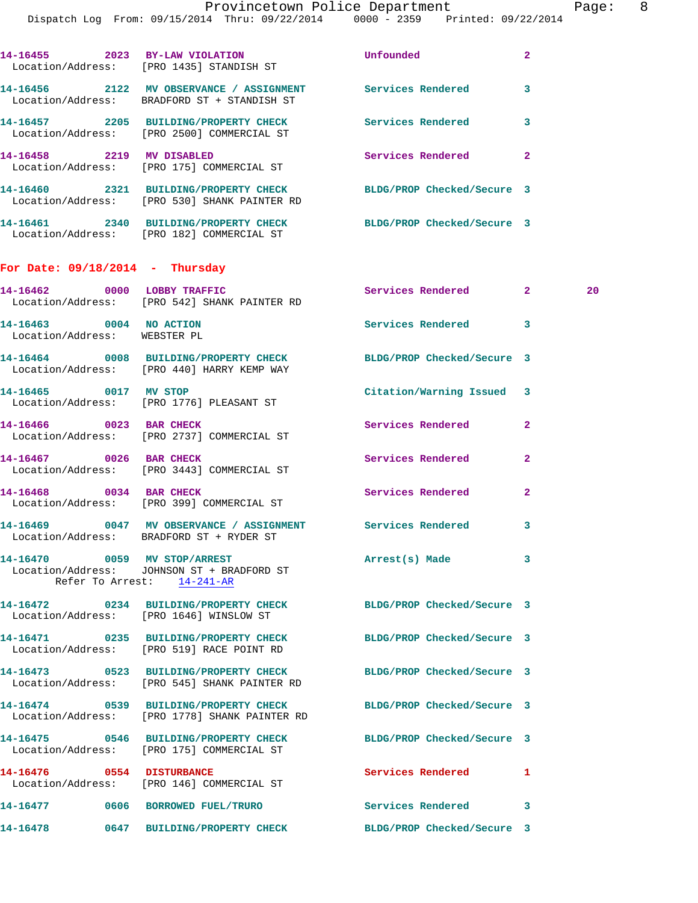14-16455 2023 BY-LAW VIOLATION Unfounded 2
Location/Address: [PRO 1435] STANDISH ST

14-16456 2122 MV OBSERVANCE / ASSIGNMENT Services Rendered 3
Location/Address: BRADFORD ST + STANDISH ST

14-16457 2205 BUILDING/PROPERTY CHECK Services Rendered 3
Location/Address: [PRO 2500] COMMERCIAL ST

14-16458 2219 MV DISABLED Services Rendered 2
Location/Address: [PRO 175] COMMERCIAL ST

14-16460 2321 BUILDING/PROPERTY CHECK BLDG/PROP Checked/Secure 3
Location/Address: [PRO 530] SHANK PAINTER RD

14-16461 2340 BUILDING/PROPERTY CHECK BLDG/PROP Checked/Secure 3
Location/Address: [PRO 182] COMMERCIAL ST

## For Date: 09/18/2014 - Thursday

14-16462 0000 LOBBY TRAFFIC Services Rendered 2 20
Location/Address: [PRO 542] SHANK PAINTER RD

14-16463 0004 NO ACTION Services Rendered 3
Location/Address: WEBSTER PL

14-16464 0008 BUILDING/PROPERTY CHECK BLDG/PROP Checked/Secure 3
Location/Address: [PRO 440] HARRY KEMP WAY

14-16465 0017 MV STOP Citation/Warning Issued 3
Location/Address: [PRO 1776] PLEASANT ST

14-16466 0023 BAR CHECK Services Rendered 2
Location/Address: [PRO 2737] COMMERCIAL ST

14-16467 0026 BAR CHECK Services Rendered 2
Location/Address: [PRO 3443] COMMERCIAL ST

14-16468 0034 BAR CHECK Services Rendered 2
Location/Address: [PRO 399] COMMERCIAL ST

14-16469 0047 MV OBSERVANCE / ASSIGNMENT Services Rendered 3
Location/Address: BRADFORD ST + RYDER ST

14-16470 0059 MV STOP/ARREST Arrest(s) Made 3
Location/Address: JOHNSON ST + BRADFORD ST
Refer To Arrest: 14-241-AR

14-16472 0234 BUILDING/PROPERTY CHECK BLDG/PROP Checked/Secure 3
Location/Address: [PRO 1646] WINSLOW ST

14-16471 0235 BUILDING/PROPERTY CHECK BLDG/PROP Checked/Secure 3
Location/Address: [PRO 519] RACE POINT RD

14-16473 0523 BUILDING/PROPERTY CHECK BLDG/PROP Checked/Secure 3
Location/Address: [PRO 545] SHANK PAINTER RD

14-16474 0539 BUILDING/PROPERTY CHECK BLDG/PROP Checked/Secure 3
Location/Address: [PRO 1778] SHANK PAINTER RD

14-16475 0546 BUILDING/PROPERTY CHECK BLDG/PROP Checked/Secure 3
Location/Address: [PRO 175] COMMERCIAL ST

14-16476 0554 DISTURBANCE Services Rendered 1
Location/Address: [PRO 146] COMMERCIAL ST

14-16477 0606 BORROWED FUEL/TRURO Services Rendered 3

14-16478 0647 BUILDING/PROPERTY CHECK BLDG/PROP Checked/Secure 3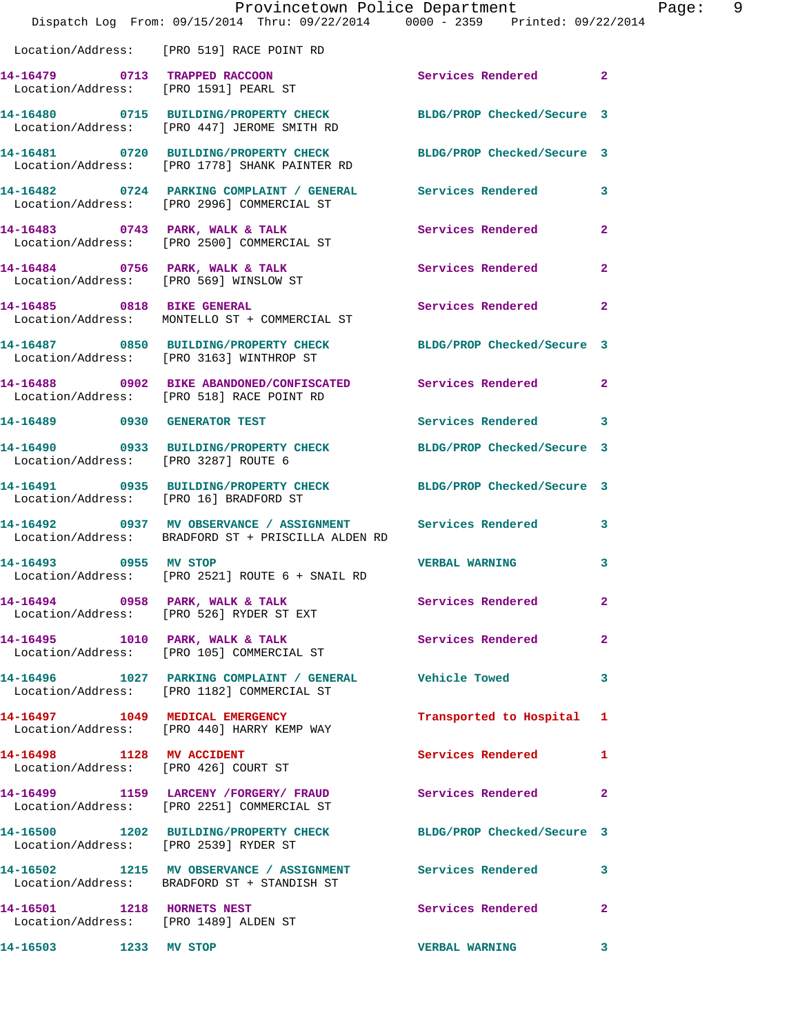Location/Address: [PRO 519] RACE POINT RD

| Call # | Time | Call Reason | Action | Priority |
|---|---|---|---|---|
| 14-16479 | 0713 | TRAPPED RACCOON | Services Rendered | 2 |
| Location/Address: [PRO 1591] PEARL ST | | | | |
| 14-16480 | 0715 | BUILDING/PROPERTY CHECK | BLDG/PROP Checked/Secure | 3 |
| Location/Address: [PRO 447] JEROME SMITH RD | | | | |
| 14-16481 | 0720 | BUILDING/PROPERTY CHECK | BLDG/PROP Checked/Secure | 3 |
| Location/Address: [PRO 1778] SHANK PAINTER RD | | | | |
| 14-16482 | 0724 | PARKING COMPLAINT / GENERAL | Services Rendered | 3 |
| Location/Address: [PRO 2996] COMMERCIAL ST | | | | |
| 14-16483 | 0743 | PARK, WALK & TALK | Services Rendered | 2 |
| Location/Address: [PRO 2500] COMMERCIAL ST | | | | |
| 14-16484 | 0756 | PARK, WALK & TALK | Services Rendered | 2 |
| Location/Address: [PRO 569] WINSLOW ST | | | | |
| 14-16485 | 0818 | BIKE GENERAL | Services Rendered | 2 |
| Location/Address: MONTELLO ST + COMMERCIAL ST | | | | |
| 14-16487 | 0850 | BUILDING/PROPERTY CHECK | BLDG/PROP Checked/Secure | 3 |
| Location/Address: [PRO 3163] WINTHROP ST | | | | |
| 14-16488 | 0902 | BIKE ABANDONED/CONFISCATED | Services Rendered | 2 |
| Location/Address: [PRO 518] RACE POINT RD | | | | |
| 14-16489 | 0930 | GENERATOR TEST | Services Rendered | 3 |
| 14-16490 | 0933 | BUILDING/PROPERTY CHECK | BLDG/PROP Checked/Secure | 3 |
| Location/Address: [PRO 3287] ROUTE 6 | | | | |
| 14-16491 | 0935 | BUILDING/PROPERTY CHECK | BLDG/PROP Checked/Secure | 3 |
| Location/Address: [PRO 16] BRADFORD ST | | | | |
| 14-16492 | 0937 | MV OBSERVANCE / ASSIGNMENT | Services Rendered | 3 |
| Location/Address: BRADFORD ST + PRISCILLA ALDEN RD | | | | |
| 14-16493 | 0955 | MV STOP | VERBAL WARNING | 3 |
| Location/Address: [PRO 2521] ROUTE 6 + SNAIL RD | | | | |
| 14-16494 | 0958 | PARK, WALK & TALK | Services Rendered | 2 |
| Location/Address: [PRO 526] RYDER ST EXT | | | | |
| 14-16495 | 1010 | PARK, WALK & TALK | Services Rendered | 2 |
| Location/Address: [PRO 105] COMMERCIAL ST | | | | |
| 14-16496 | 1027 | PARKING COMPLAINT / GENERAL | Vehicle Towed | 3 |
| Location/Address: [PRO 1182] COMMERCIAL ST | | | | |
| 14-16497 | 1049 | MEDICAL EMERGENCY | Transported to Hospital | 1 |
| Location/Address: [PRO 440] HARRY KEMP WAY | | | | |
| 14-16498 | 1128 | MV ACCIDENT | Services Rendered | 1 |
| Location/Address: [PRO 426] COURT ST | | | | |
| 14-16499 | 1159 | LARCENY /FORGERY/ FRAUD | Services Rendered | 2 |
| Location/Address: [PRO 2251] COMMERCIAL ST | | | | |
| 14-16500 | 1202 | BUILDING/PROPERTY CHECK | BLDG/PROP Checked/Secure | 3 |
| Location/Address: [PRO 2539] RYDER ST | | | | |
| 14-16502 | 1215 | MV OBSERVANCE / ASSIGNMENT | Services Rendered | 3 |
| Location/Address: BRADFORD ST + STANDISH ST | | | | |
| 14-16501 | 1218 | HORNETS NEST | Services Rendered | 2 |
| Location/Address: [PRO 1489] ALDEN ST | | | | |
| 14-16503 | 1233 | MV STOP | VERBAL WARNING | 3 |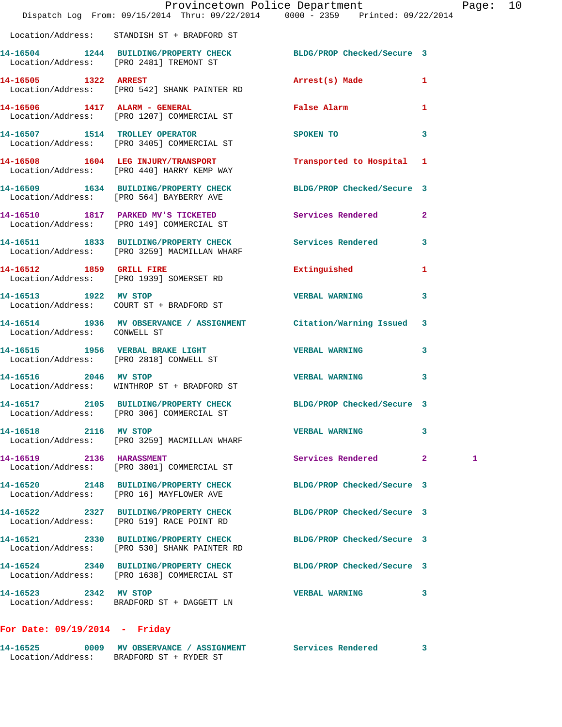Location/Address: STANDISH ST + BRADFORD ST

| Call # | Time | Call Type | Disposition | Priority | |
|---|---|---|---|---|---|
| 14-16504 | 1244 | BUILDING/PROPERTY CHECK | BLDG/PROP Checked/Secure | 3 | |
| Location/Address: [PRO 2481] TREMONT ST | | | | | |
| 14-16505 | 1322 | ARREST | Arrest(s) Made | 1 | |
| Location/Address: [PRO 542] SHANK PAINTER RD | | | | | |
| 14-16506 | 1417 | ALARM - GENERAL | False Alarm | 1 | |
| Location/Address: [PRO 1207] COMMERCIAL ST | | | | | |
| 14-16507 | 1514 | TROLLEY OPERATOR | SPOKEN TO | 3 | |
| Location/Address: [PRO 3405] COMMERCIAL ST | | | | | |
| 14-16508 | 1604 | LEG INJURY/TRANSPORT | Transported to Hospital | 1 | |
| Location/Address: [PRO 440] HARRY KEMP WAY | | | | | |
| 14-16509 | 1634 | BUILDING/PROPERTY CHECK | BLDG/PROP Checked/Secure | 3 | |
| Location/Address: [PRO 564] BAYBERRY AVE | | | | | |
| 14-16510 | 1817 | PARKED MV'S TICKETED | Services Rendered | 2 | |
| Location/Address: [PRO 149] COMMERCIAL ST | | | | | |
| 14-16511 | 1833 | BUILDING/PROPERTY CHECK | Services Rendered | 3 | |
| Location/Address: [PRO 3259] MACMILLAN WHARF | | | | | |
| 14-16512 | 1859 | GRILL FIRE | Extinguished | 1 | |
| Location/Address: [PRO 1939] SOMERSET RD | | | | | |
| 14-16513 | 1922 | MV STOP | VERBAL WARNING | 3 | |
| Location/Address: COURT ST + BRADFORD ST | | | | | |
| 14-16514 | 1936 | MV OBSERVANCE / ASSIGNMENT | Citation/Warning Issued | 3 | |
| Location/Address: CONWELL ST | | | | | |
| 14-16515 | 1956 | VERBAL BRAKE LIGHT | VERBAL WARNING | 3 | |
| Location/Address: [PRO 2818] CONWELL ST | | | | | |
| 14-16516 | 2046 | MV STOP | VERBAL WARNING | 3 | |
| Location/Address: WINTHROP ST + BRADFORD ST | | | | | |
| 14-16517 | 2105 | BUILDING/PROPERTY CHECK | BLDG/PROP Checked/Secure | 3 | |
| Location/Address: [PRO 306] COMMERCIAL ST | | | | | |
| 14-16518 | 2116 | MV STOP | VERBAL WARNING | 3 | |
| Location/Address: [PRO 3259] MACMILLAN WHARF | | | | | |
| 14-16519 | 2136 | HARASSMENT | Services Rendered | 2 | 1 |
| Location/Address: [PRO 3801] COMMERCIAL ST | | | | | |
| 14-16520 | 2148 | BUILDING/PROPERTY CHECK | BLDG/PROP Checked/Secure | 3 | |
| Location/Address: [PRO 16] MAYFLOWER AVE | | | | | |
| 14-16522 | 2327 | BUILDING/PROPERTY CHECK | BLDG/PROP Checked/Secure | 3 | |
| Location/Address: [PRO 519] RACE POINT RD | | | | | |
| 14-16521 | 2330 | BUILDING/PROPERTY CHECK | BLDG/PROP Checked/Secure | 3 | |
| Location/Address: [PRO 530] SHANK PAINTER RD | | | | | |
| 14-16524 | 2340 | BUILDING/PROPERTY CHECK | BLDG/PROP Checked/Secure | 3 | |
| Location/Address: [PRO 1638] COMMERCIAL ST | | | | | |
| 14-16523 | 2342 | MV STOP | VERBAL WARNING | 3 | |
| Location/Address: BRADFORD ST + DAGGETT LN | | | | | |

## For Date: 09/19/2014 - Friday

| Call # | Time | Call Type | Disposition | Priority |
|---|---|---|---|---|
| 14-16525 | 0009 | MV OBSERVANCE / ASSIGNMENT | Services Rendered | 3 |
| Location/Address: BRADFORD ST + RYDER ST | | | | |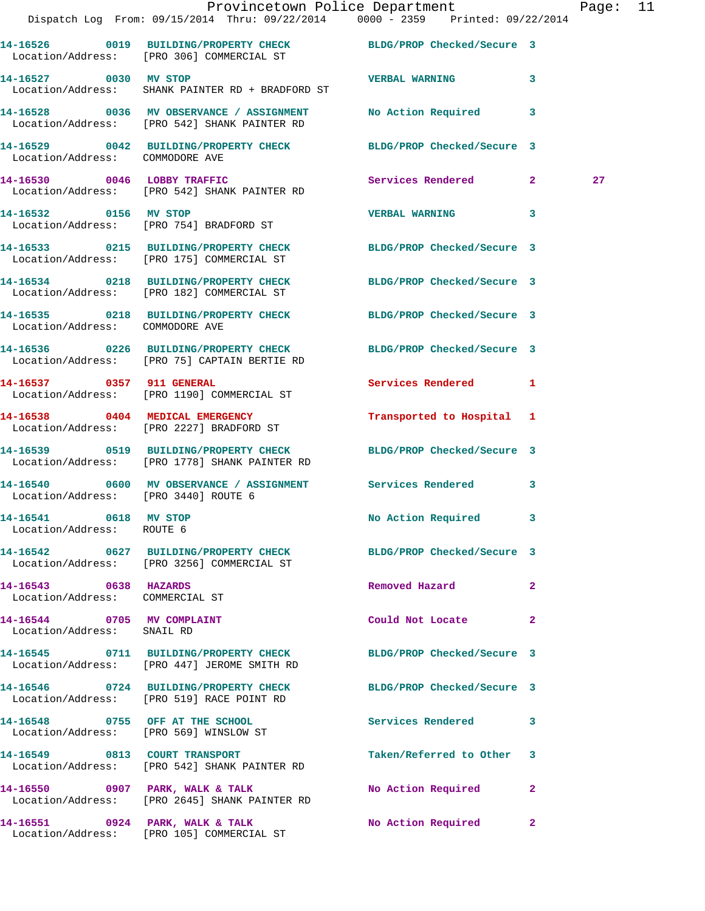| Call Number | Time | Call Reason | Action | Priority | |
|---|---|---|---|---|---|
| 14-16526 | 0019 | BUILDING/PROPERTY CHECK | BLDG/PROP Checked/Secure | 3 | |
| Location/Address: | | [PRO 306] COMMERCIAL ST | | | |
| 14-16527 | 0030 | MV STOP | VERBAL WARNING | 3 | |
| Location/Address: | | SHANK PAINTER RD + BRADFORD ST | | | |
| 14-16528 | 0036 | MV OBSERVANCE / ASSIGNMENT | No Action Required | 3 | |
| Location/Address: | | [PRO 542] SHANK PAINTER RD | | | |
| 14-16529 | 0042 | BUILDING/PROPERTY CHECK | BLDG/PROP Checked/Secure | 3 | |
| Location/Address: | | COMMODORE AVE | | | |
| 14-16530 | 0046 | LOBBY TRAFFIC | Services Rendered | 2 | 27 |
| Location/Address: | | [PRO 542] SHANK PAINTER RD | | | |
| 14-16532 | 0156 | MV STOP | VERBAL WARNING | 3 | |
| Location/Address: | | [PRO 754] BRADFORD ST | | | |
| 14-16533 | 0215 | BUILDING/PROPERTY CHECK | BLDG/PROP Checked/Secure | 3 | |
| Location/Address: | | [PRO 175] COMMERCIAL ST | | | |
| 14-16534 | 0218 | BUILDING/PROPERTY CHECK | BLDG/PROP Checked/Secure | 3 | |
| Location/Address: | | [PRO 182] COMMERCIAL ST | | | |
| 14-16535 | 0218 | BUILDING/PROPERTY CHECK | BLDG/PROP Checked/Secure | 3 | |
| Location/Address: | | COMMODORE AVE | | | |
| 14-16536 | 0226 | BUILDING/PROPERTY CHECK | BLDG/PROP Checked/Secure | 3 | |
| Location/Address: | | [PRO 75] CAPTAIN BERTIE RD | | | |
| 14-16537 | 0357 | 911 GENERAL | Services Rendered | 1 | |
| Location/Address: | | [PRO 1190] COMMERCIAL ST | | | |
| 14-16538 | 0404 | MEDICAL EMERGENCY | Transported to Hospital | 1 | |
| Location/Address: | | [PRO 2227] BRADFORD ST | | | |
| 14-16539 | 0519 | BUILDING/PROPERTY CHECK | BLDG/PROP Checked/Secure | 3 | |
| Location/Address: | | [PRO 1778] SHANK PAINTER RD | | | |
| 14-16540 | 0600 | MV OBSERVANCE / ASSIGNMENT | Services Rendered | 3 | |
| Location/Address: | | [PRO 3440] ROUTE 6 | | | |
| 14-16541 | 0618 | MV STOP | No Action Required | 3 | |
| Location/Address: | | ROUTE 6 | | | |
| 14-16542 | 0627 | BUILDING/PROPERTY CHECK | BLDG/PROP Checked/Secure | 3 | |
| Location/Address: | | [PRO 3256] COMMERCIAL ST | | | |
| 14-16543 | 0638 | HAZARDS | Removed Hazard | 2 | |
| Location/Address: | | COMMERCIAL ST | | | |
| 14-16544 | 0705 | MV COMPLAINT | Could Not Locate | 2 | |
| Location/Address: | | SNAIL RD | | | |
| 14-16545 | 0711 | BUILDING/PROPERTY CHECK | BLDG/PROP Checked/Secure | 3 | |
| Location/Address: | | [PRO 447] JEROME SMITH RD | | | |
| 14-16546 | 0724 | BUILDING/PROPERTY CHECK | BLDG/PROP Checked/Secure | 3 | |
| Location/Address: | | [PRO 519] RACE POINT RD | | | |
| 14-16548 | 0755 | OFF AT THE SCHOOL | Services Rendered | 3 | |
| Location/Address: | | [PRO 569] WINSLOW ST | | | |
| 14-16549 | 0813 | COURT TRANSPORT | Taken/Referred to Other | 3 | |
| Location/Address: | | [PRO 542] SHANK PAINTER RD | | | |
| 14-16550 | 0907 | PARK, WALK & TALK | No Action Required | 2 | |
| Location/Address: | | [PRO 2645] SHANK PAINTER RD | | | |
| 14-16551 | 0924 | PARK, WALK & TALK | No Action Required | 2 | |
| Location/Address: | | [PRO 105] COMMERCIAL ST | | | |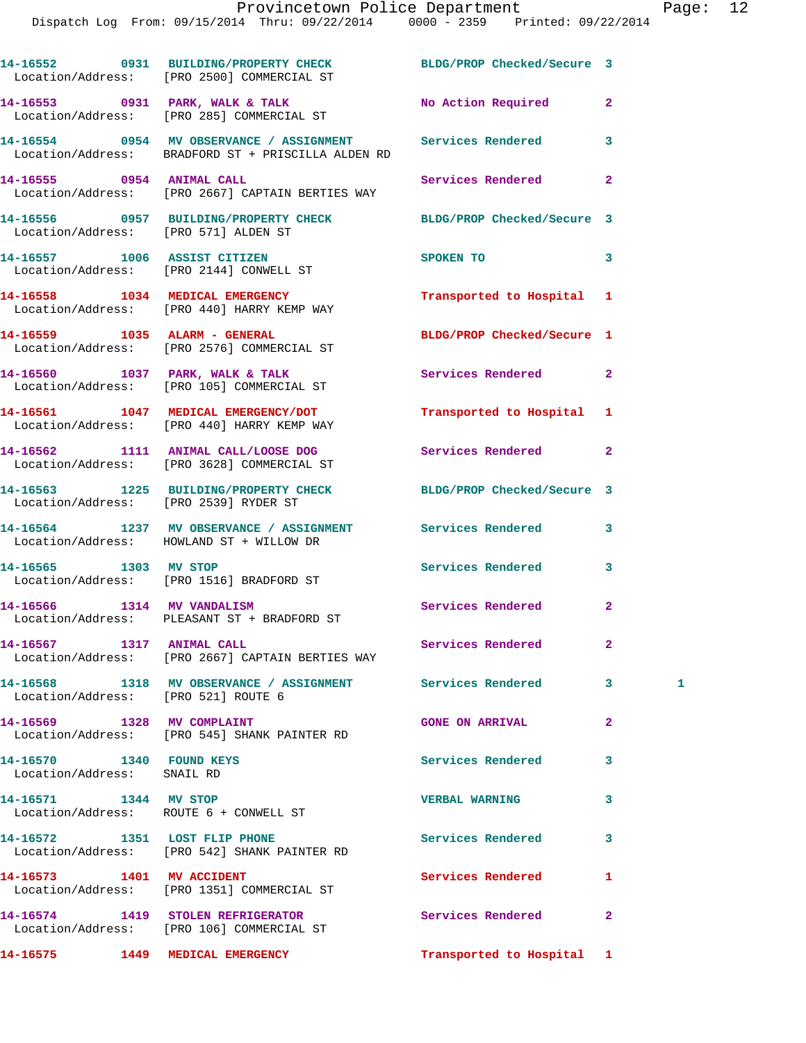14-16552 0931 BUILDING/PROPERTY CHECK BLDG/PROP Checked/Secure 3
Location/Address: [PRO 2500] COMMERCIAL ST

14-16553 0931 PARK, WALK & TALK No Action Required 2
Location/Address: [PRO 285] COMMERCIAL ST

14-16554 0954 MV OBSERVANCE / ASSIGNMENT Services Rendered 3
Location/Address: BRADFORD ST + PRISCILLA ALDEN RD

14-16555 0954 ANIMAL CALL Services Rendered 2
Location/Address: [PRO 2667] CAPTAIN BERTIES WAY

14-16556 0957 BUILDING/PROPERTY CHECK BLDG/PROP Checked/Secure 3
Location/Address: [PRO 571] ALDEN ST

14-16557 1006 ASSIST CITIZEN SPOKEN TO 3
Location/Address: [PRO 2144] CONWELL ST

14-16558 1034 MEDICAL EMERGENCY Transported to Hospital 1
Location/Address: [PRO 440] HARRY KEMP WAY

14-16559 1035 ALARM - GENERAL BLDG/PROP Checked/Secure 1
Location/Address: [PRO 2576] COMMERCIAL ST

14-16560 1037 PARK, WALK & TALK Services Rendered 2
Location/Address: [PRO 105] COMMERCIAL ST

14-16561 1047 MEDICAL EMERGENCY/DOT Transported to Hospital 1
Location/Address: [PRO 440] HARRY KEMP WAY

14-16562 1111 ANIMAL CALL/LOOSE DOG Services Rendered 2
Location/Address: [PRO 3628] COMMERCIAL ST

14-16563 1225 BUILDING/PROPERTY CHECK BLDG/PROP Checked/Secure 3
Location/Address: [PRO 2539] RYDER ST

14-16564 1237 MV OBSERVANCE / ASSIGNMENT Services Rendered 3
Location/Address: HOWLAND ST + WILLOW DR

14-16565 1303 MV STOP Services Rendered 3
Location/Address: [PRO 1516] BRADFORD ST

14-16566 1314 MV VANDALISM Services Rendered 2
Location/Address: PLEASANT ST + BRADFORD ST

14-16567 1317 ANIMAL CALL Services Rendered 2
Location/Address: [PRO 2667] CAPTAIN BERTIES WAY

14-16568 1318 MV OBSERVANCE / ASSIGNMENT Services Rendered 3 1
Location/Address: [PRO 521] ROUTE 6

14-16569 1328 MV COMPLAINT GONE ON ARRIVAL 2
Location/Address: [PRO 545] SHANK PAINTER RD

14-16570 1340 FOUND KEYS Services Rendered 3
Location/Address: SNAIL RD

14-16571 1344 MV STOP VERBAL WARNING 3
Location/Address: ROUTE 6 + CONWELL ST

14-16572 1351 LOST FLIP PHONE Services Rendered 3
Location/Address: [PRO 542] SHANK PAINTER RD

14-16573 1401 MV ACCIDENT Services Rendered 1
Location/Address: [PRO 1351] COMMERCIAL ST

14-16574 1419 STOLEN REFRIGERATOR Services Rendered 2
Location/Address: [PRO 106] COMMERCIAL ST

14-16575 1449 MEDICAL EMERGENCY Transported to Hospital 1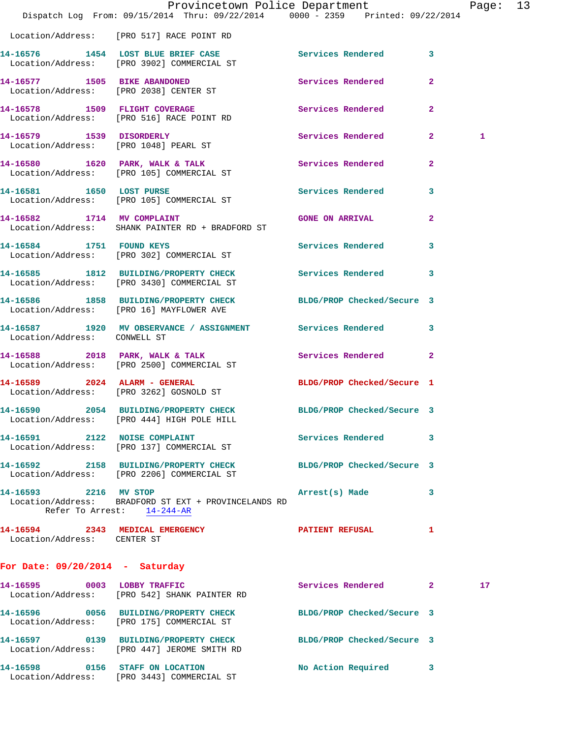Location/Address: [PRO 517] RACE POINT RD

| Call # | Time | Call Reason | Action | Priority | |
|---|---|---|---|---|---|
| 14-16576 | 1454 | LOST BLUE BRIEF CASE | Services Rendered | 3 | |
| | | Location/Address: [PRO 3902] COMMERCIAL ST | | | |
| 14-16577 | 1505 | BIKE ABANDONED | Services Rendered | 2 | |
| | | Location/Address: [PRO 2038] CENTER ST | | | |
| 14-16578 | 1509 | FLIGHT COVERAGE | Services Rendered | 2 | |
| | | Location/Address: [PRO 516] RACE POINT RD | | | |
| 14-16579 | 1539 | DISORDERLY | Services Rendered | 2 | 1 |
| | | Location/Address: [PRO 1048] PEARL ST | | | |
| 14-16580 | 1620 | PARK, WALK & TALK | Services Rendered | 2 | |
| | | Location/Address: [PRO 105] COMMERCIAL ST | | | |
| 14-16581 | 1650 | LOST PURSE | Services Rendered | 3 | |
| | | Location/Address: [PRO 105] COMMERCIAL ST | | | |
| 14-16582 | 1714 | MV COMPLAINT | GONE ON ARRIVAL | 2 | |
| | | Location/Address: SHANK PAINTER RD + BRADFORD ST | | | |
| 14-16584 | 1751 | FOUND KEYS | Services Rendered | 3 | |
| | | Location/Address: [PRO 302] COMMERCIAL ST | | | |
| 14-16585 | 1812 | BUILDING/PROPERTY CHECK | Services Rendered | 3 | |
| | | Location/Address: [PRO 3430] COMMERCIAL ST | | | |
| 14-16586 | 1858 | BUILDING/PROPERTY CHECK | BLDG/PROP Checked/Secure | 3 | |
| | | Location/Address: [PRO 16] MAYFLOWER AVE | | | |
| 14-16587 | 1920 | MV OBSERVANCE / ASSIGNMENT | Services Rendered | 3 | |
| | | Location/Address: CONWELL ST | | | |
| 14-16588 | 2018 | PARK, WALK & TALK | Services Rendered | 2 | |
| | | Location/Address: [PRO 2500] COMMERCIAL ST | | | |
| 14-16589 | 2024 | ALARM - GENERAL | BLDG/PROP Checked/Secure | 1 | |
| | | Location/Address: [PRO 3262] GOSNOLD ST | | | |
| 14-16590 | 2054 | BUILDING/PROPERTY CHECK | BLDG/PROP Checked/Secure | 3 | |
| | | Location/Address: [PRO 444] HIGH POLE HILL | | | |
| 14-16591 | 2122 | NOISE COMPLAINT | Services Rendered | 3 | |
| | | Location/Address: [PRO 137] COMMERCIAL ST | | | |
| 14-16592 | 2158 | BUILDING/PROPERTY CHECK | BLDG/PROP Checked/Secure | 3 | |
| | | Location/Address: [PRO 2206] COMMERCIAL ST | | | |
| 14-16593 | 2216 | MV STOP | Arrest(s) Made | 3 | |
| | | Location/Address: BRADFORD ST EXT + PROVINCELANDS RD; Refer To Arrest: 14-244-AR | | | |
| 14-16594 | 2343 | MEDICAL EMERGENCY | PATIENT REFUSAL | 1 | |
| | | Location/Address: CENTER ST | | | |

## For Date: 09/20/2014 - Saturday

| Call # | Time | Call Reason | Action | Priority | |
|---|---|---|---|---|---|
| 14-16595 | 0003 | LOBBY TRAFFIC | Services Rendered | 2 | 17 |
| | | Location/Address: [PRO 542] SHANK PAINTER RD | | | |
| 14-16596 | 0056 | BUILDING/PROPERTY CHECK | BLDG/PROP Checked/Secure | 3 | |
| | | Location/Address: [PRO 175] COMMERCIAL ST | | | |
| 14-16597 | 0139 | BUILDING/PROPERTY CHECK | BLDG/PROP Checked/Secure | 3 | |
| | | Location/Address: [PRO 447] JEROME SMITH RD | | | |
| 14-16598 | 0156 | STAFF ON LOCATION | No Action Required | 3 | |
| | | Location/Address: [PRO 3443] COMMERCIAL ST | | | |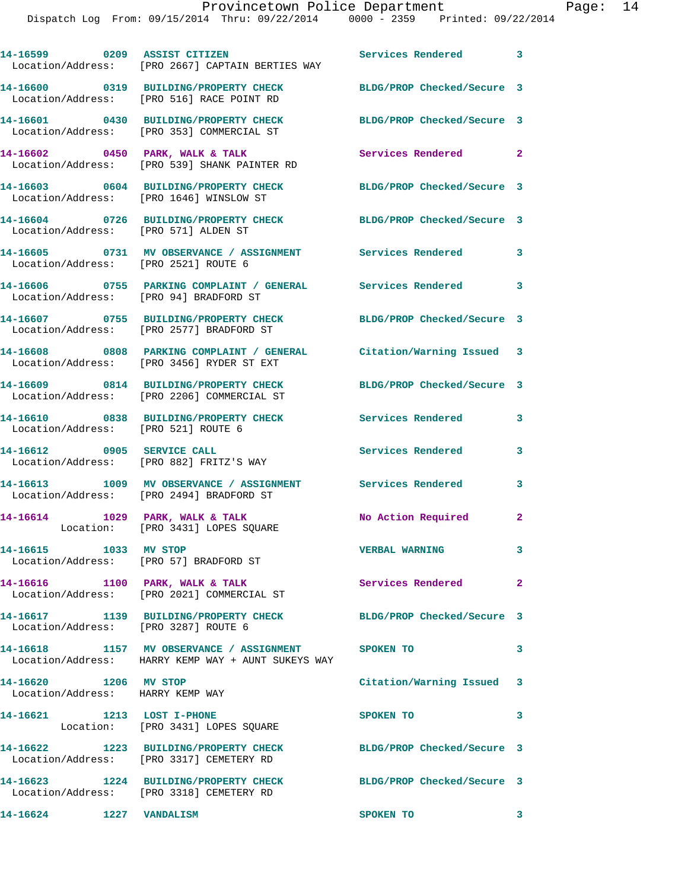14-16599 0209 ASSIST CITIZEN Services Rendered 3
Location/Address: [PRO 2667] CAPTAIN BERTIES WAY

14-16600 0319 BUILDING/PROPERTY CHECK BLDG/PROP Checked/Secure 3
Location/Address: [PRO 516] RACE POINT RD

14-16601 0430 BUILDING/PROPERTY CHECK BLDG/PROP Checked/Secure 3
Location/Address: [PRO 353] COMMERCIAL ST

14-16602 0450 PARK, WALK & TALK Services Rendered 2
Location/Address: [PRO 539] SHANK PAINTER RD

14-16603 0604 BUILDING/PROPERTY CHECK BLDG/PROP Checked/Secure 3
Location/Address: [PRO 1646] WINSLOW ST

14-16604 0726 BUILDING/PROPERTY CHECK BLDG/PROP Checked/Secure 3
Location/Address: [PRO 571] ALDEN ST

14-16605 0731 MV OBSERVANCE / ASSIGNMENT Services Rendered 3
Location/Address: [PRO 2521] ROUTE 6

14-16606 0755 PARKING COMPLAINT / GENERAL Services Rendered 3
Location/Address: [PRO 94] BRADFORD ST

14-16607 0755 BUILDING/PROPERTY CHECK BLDG/PROP Checked/Secure 3
Location/Address: [PRO 2577] BRADFORD ST

14-16608 0808 PARKING COMPLAINT / GENERAL Citation/Warning Issued 3
Location/Address: [PRO 3456] RYDER ST EXT

14-16609 0814 BUILDING/PROPERTY CHECK BLDG/PROP Checked/Secure 3
Location/Address: [PRO 2206] COMMERCIAL ST

14-16610 0838 BUILDING/PROPERTY CHECK Services Rendered 3
Location/Address: [PRO 521] ROUTE 6

14-16612 0905 SERVICE CALL Services Rendered 3
Location/Address: [PRO 882] FRITZ'S WAY

14-16613 1009 MV OBSERVANCE / ASSIGNMENT Services Rendered 3
Location/Address: [PRO 2494] BRADFORD ST

14-16614 1029 PARK, WALK & TALK No Action Required 2
Location: [PRO 3431] LOPES SQUARE

14-16615 1033 MV STOP VERBAL WARNING 3
Location/Address: [PRO 57] BRADFORD ST

14-16616 1100 PARK, WALK & TALK Services Rendered 2
Location/Address: [PRO 2021] COMMERCIAL ST

14-16617 1139 BUILDING/PROPERTY CHECK BLDG/PROP Checked/Secure 3
Location/Address: [PRO 3287] ROUTE 6

14-16618 1157 MV OBSERVANCE / ASSIGNMENT SPOKEN TO 3
Location/Address: HARRY KEMP WAY + AUNT SUKEYS WAY

14-16620 1206 MV STOP Citation/Warning Issued 3
Location/Address: HARRY KEMP WAY

14-16621 1213 LOST I-PHONE SPOKEN TO 3
Location: [PRO 3431] LOPES SQUARE

14-16622 1223 BUILDING/PROPERTY CHECK BLDG/PROP Checked/Secure 3
Location/Address: [PRO 3317] CEMETERY RD

14-16623 1224 BUILDING/PROPERTY CHECK BLDG/PROP Checked/Secure 3
Location/Address: [PRO 3318] CEMETERY RD

14-16624 1227 VANDALISM SPOKEN TO 3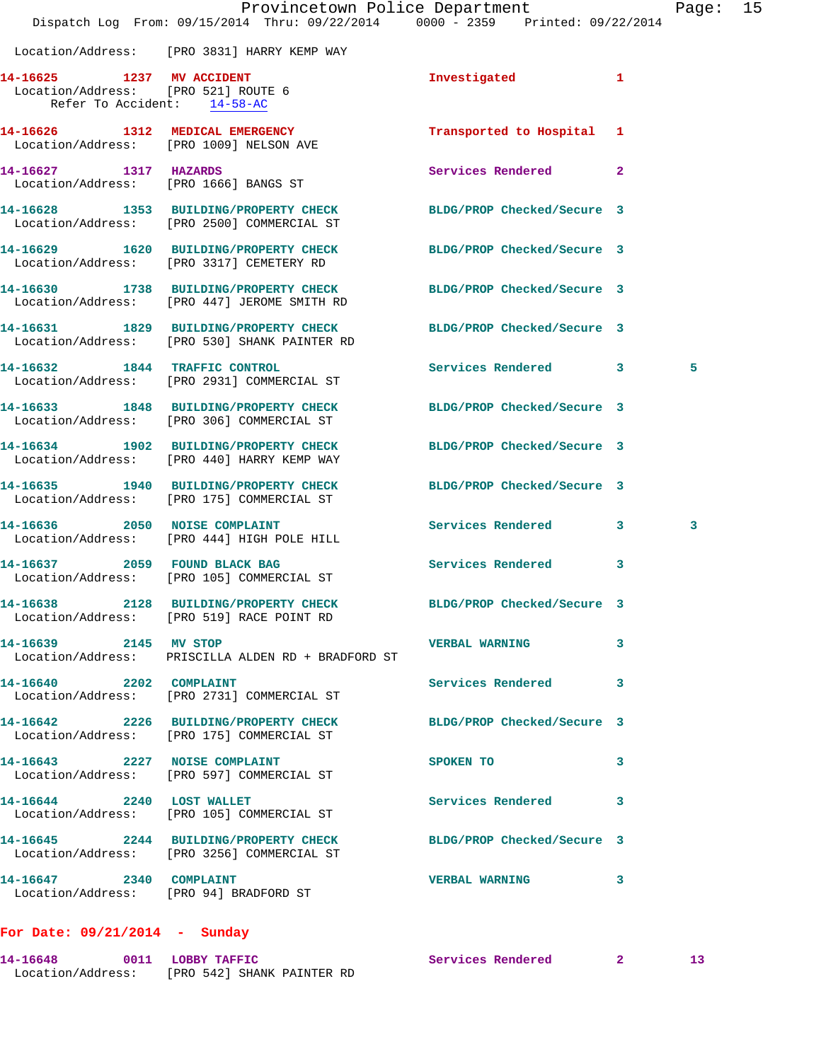Location/Address: [PRO 3831] HARRY KEMP WAY

**14-16625** 1237 **MV ACCIDENT** Investigated 1
Location/Address: [PRO 521] ROUTE 6
Refer To Accident: 14-58-AC

**14-16626** 1312 **MEDICAL EMERGENCY** Transported to Hospital 1
Location/Address: [PRO 1009] NELSON AVE

**14-16627** 1317 **HAZARDS** Services Rendered 2
Location/Address: [PRO 1666] BANGS ST

**14-16628** 1353 **BUILDING/PROPERTY CHECK** BLDG/PROP Checked/Secure 3
Location/Address: [PRO 2500] COMMERCIAL ST

**14-16629** 1620 **BUILDING/PROPERTY CHECK** BLDG/PROP Checked/Secure 3
Location/Address: [PRO 3317] CEMETERY RD

**14-16630** 1738 **BUILDING/PROPERTY CHECK** BLDG/PROP Checked/Secure 3
Location/Address: [PRO 447] JEROME SMITH RD

**14-16631** 1829 **BUILDING/PROPERTY CHECK** BLDG/PROP Checked/Secure 3
Location/Address: [PRO 530] SHANK PAINTER RD

**14-16632** 1844 **TRAFFIC CONTROL** Services Rendered 3 5
Location/Address: [PRO 2931] COMMERCIAL ST

**14-16633** 1848 **BUILDING/PROPERTY CHECK** BLDG/PROP Checked/Secure 3
Location/Address: [PRO 306] COMMERCIAL ST

**14-16634** 1902 **BUILDING/PROPERTY CHECK** BLDG/PROP Checked/Secure 3
Location/Address: [PRO 440] HARRY KEMP WAY

**14-16635** 1940 **BUILDING/PROPERTY CHECK** BLDG/PROP Checked/Secure 3
Location/Address: [PRO 175] COMMERCIAL ST

**14-16636** 2050 **NOISE COMPLAINT** Services Rendered 3 3
Location/Address: [PRO 444] HIGH POLE HILL

**14-16637** 2059 **FOUND BLACK BAG** Services Rendered 3
Location/Address: [PRO 105] COMMERCIAL ST

**14-16638** 2128 **BUILDING/PROPERTY CHECK** BLDG/PROP Checked/Secure 3
Location/Address: [PRO 519] RACE POINT RD

**14-16639** 2145 **MV STOP** VERBAL WARNING 3
Location/Address: PRISCILLA ALDEN RD + BRADFORD ST

**14-16640** 2202 **COMPLAINT** Services Rendered 3
Location/Address: [PRO 2731] COMMERCIAL ST

**14-16642** 2226 **BUILDING/PROPERTY CHECK** BLDG/PROP Checked/Secure 3
Location/Address: [PRO 175] COMMERCIAL ST

**14-16643** 2227 **NOISE COMPLAINT** SPOKEN TO 3
Location/Address: [PRO 597] COMMERCIAL ST

**14-16644** 2240 **LOST WALLET** Services Rendered 3
Location/Address: [PRO 105] COMMERCIAL ST

**14-16645** 2244 **BUILDING/PROPERTY CHECK** BLDG/PROP Checked/Secure 3
Location/Address: [PRO 3256] COMMERCIAL ST

**14-16647** 2340 **COMPLAINT** VERBAL WARNING 3
Location/Address: [PRO 94] BRADFORD ST

## For Date: 09/21/2014 - Sunday

**14-16648** 0011 **LOBBY TAFFIC** Services Rendered 2 13
Location/Address: [PRO 542] SHANK PAINTER RD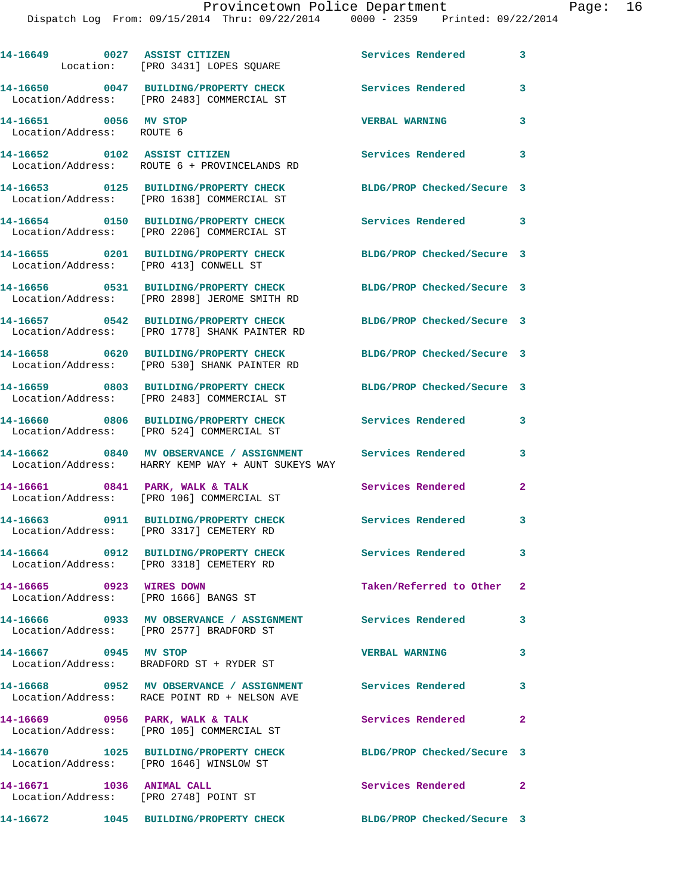| Call Number | Time | Call Reason | Action | Priority |
|---|---|---|---|---|
| 14-16649 | 0027 | ASSIST CITIZEN | Services Rendered | 3 |
| Location: [PRO 3431] LOPES SQUARE | | | | |
| 14-16650 | 0047 | BUILDING/PROPERTY CHECK | Services Rendered | 3 |
| Location/Address: [PRO 2483] COMMERCIAL ST | | | | |
| 14-16651 | 0056 | MV STOP | VERBAL WARNING | 3 |
| Location/Address: ROUTE 6 | | | | |
| 14-16652 | 0102 | ASSIST CITIZEN | Services Rendered | 3 |
| Location/Address: ROUTE 6 + PROVINCELANDS RD | | | | |
| 14-16653 | 0125 | BUILDING/PROPERTY CHECK | BLDG/PROP Checked/Secure | 3 |
| Location/Address: [PRO 1638] COMMERCIAL ST | | | | |
| 14-16654 | 0150 | BUILDING/PROPERTY CHECK | Services Rendered | 3 |
| Location/Address: [PRO 2206] COMMERCIAL ST | | | | |
| 14-16655 | 0201 | BUILDING/PROPERTY CHECK | BLDG/PROP Checked/Secure | 3 |
| Location/Address: [PRO 413] CONWELL ST | | | | |
| 14-16656 | 0531 | BUILDING/PROPERTY CHECK | BLDG/PROP Checked/Secure | 3 |
| Location/Address: [PRO 2898] JEROME SMITH RD | | | | |
| 14-16657 | 0542 | BUILDING/PROPERTY CHECK | BLDG/PROP Checked/Secure | 3 |
| Location/Address: [PRO 1778] SHANK PAINTER RD | | | | |
| 14-16658 | 0620 | BUILDING/PROPERTY CHECK | BLDG/PROP Checked/Secure | 3 |
| Location/Address: [PRO 530] SHANK PAINTER RD | | | | |
| 14-16659 | 0803 | BUILDING/PROPERTY CHECK | BLDG/PROP Checked/Secure | 3 |
| Location/Address: [PRO 2483] COMMERCIAL ST | | | | |
| 14-16660 | 0806 | BUILDING/PROPERTY CHECK | Services Rendered | 3 |
| Location/Address: [PRO 524] COMMERCIAL ST | | | | |
| 14-16662 | 0840 | MV OBSERVANCE / ASSIGNMENT | Services Rendered | 3 |
| Location/Address: HARRY KEMP WAY + AUNT SUKEYS WAY | | | | |
| 14-16661 | 0841 | PARK, WALK & TALK | Services Rendered | 2 |
| Location/Address: [PRO 106] COMMERCIAL ST | | | | |
| 14-16663 | 0911 | BUILDING/PROPERTY CHECK | Services Rendered | 3 |
| Location/Address: [PRO 3317] CEMETERY RD | | | | |
| 14-16664 | 0912 | BUILDING/PROPERTY CHECK | Services Rendered | 3 |
| Location/Address: [PRO 3318] CEMETERY RD | | | | |
| 14-16665 | 0923 | WIRES DOWN | Taken/Referred to Other | 2 |
| Location/Address: [PRO 1666] BANGS ST | | | | |
| 14-16666 | 0933 | MV OBSERVANCE / ASSIGNMENT | Services Rendered | 3 |
| Location/Address: [PRO 2577] BRADFORD ST | | | | |
| 14-16667 | 0945 | MV STOP | VERBAL WARNING | 3 |
| Location/Address: BRADFORD ST + RYDER ST | | | | |
| 14-16668 | 0952 | MV OBSERVANCE / ASSIGNMENT | Services Rendered | 3 |
| Location/Address: RACE POINT RD + NELSON AVE | | | | |
| 14-16669 | 0956 | PARK, WALK & TALK | Services Rendered | 2 |
| Location/Address: [PRO 105] COMMERCIAL ST | | | | |
| 14-16670 | 1025 | BUILDING/PROPERTY CHECK | BLDG/PROP Checked/Secure | 3 |
| Location/Address: [PRO 1646] WINSLOW ST | | | | |
| 14-16671 | 1036 | ANIMAL CALL | Services Rendered | 2 |
| Location/Address: [PRO 2748] POINT ST | | | | |
| 14-16672 | 1045 | BUILDING/PROPERTY CHECK | BLDG/PROP Checked/Secure | 3 |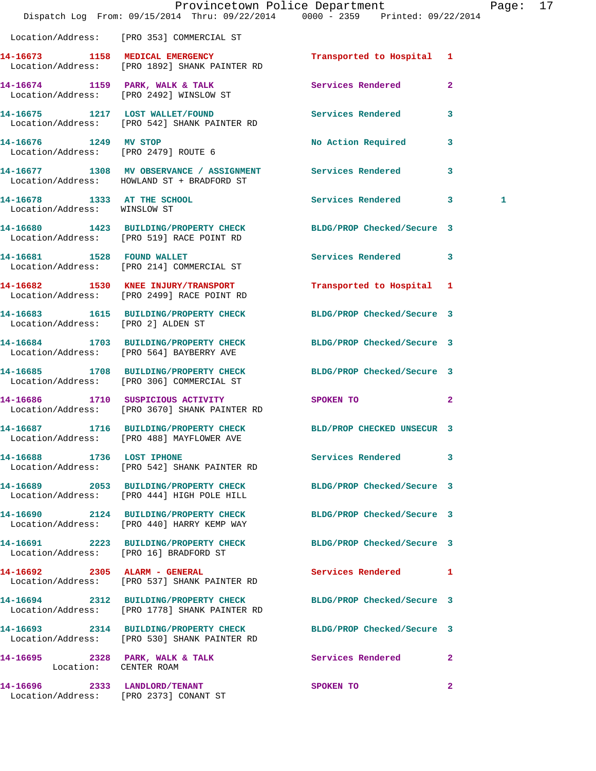Location/Address: [PRO 353] COMMERCIAL ST

| Call # | Time | Call Reason | Action | Priority | |
|---|---|---|---|---|---|
| 14-16673 | 1158 | MEDICAL EMERGENCY | Transported to Hospital | 1 | |
| | | Location/Address: [PRO 1892] SHANK PAINTER RD | | | |
| 14-16674 | 1159 | PARK, WALK & TALK | Services Rendered | 2 | |
| | | Location/Address: [PRO 2492] WINSLOW ST | | | |
| 14-16675 | 1217 | LOST WALLET/FOUND | Services Rendered | 3 | |
| | | Location/Address: [PRO 542] SHANK PAINTER RD | | | |
| 14-16676 | 1249 | MV STOP | No Action Required | 3 | |
| | | Location/Address: [PRO 2479] ROUTE 6 | | | |
| 14-16677 | 1308 | MV OBSERVANCE / ASSIGNMENT | Services Rendered | 3 | |
| | | Location/Address: HOWLAND ST + BRADFORD ST | | | |
| 14-16678 | 1333 | AT THE SCHOOL | Services Rendered | 3 | 1 |
| | | Location/Address: WINSLOW ST | | | |
| 14-16680 | 1423 | BUILDING/PROPERTY CHECK | BLDG/PROP Checked/Secure | 3 | |
| | | Location/Address: [PRO 519] RACE POINT RD | | | |
| 14-16681 | 1528 | FOUND WALLET | Services Rendered | 3 | |
| | | Location/Address: [PRO 214] COMMERCIAL ST | | | |
| 14-16682 | 1530 | KNEE INJURY/TRANSPORT | Transported to Hospital | 1 | |
| | | Location/Address: [PRO 2499] RACE POINT RD | | | |
| 14-16683 | 1615 | BUILDING/PROPERTY CHECK | BLDG/PROP Checked/Secure | 3 | |
| | | Location/Address: [PRO 2] ALDEN ST | | | |
| 14-16684 | 1703 | BUILDING/PROPERTY CHECK | BLDG/PROP Checked/Secure | 3 | |
| | | Location/Address: [PRO 564] BAYBERRY AVE | | | |
| 14-16685 | 1708 | BUILDING/PROPERTY CHECK | BLDG/PROP Checked/Secure | 3 | |
| | | Location/Address: [PRO 306] COMMERCIAL ST | | | |
| 14-16686 | 1710 | SUSPICIOUS ACTIVITY | SPOKEN TO | 2 | |
| | | Location/Address: [PRO 3670] SHANK PAINTER RD | | | |
| 14-16687 | 1716 | BUILDING/PROPERTY CHECK | BLD/PROP CHECKED UNSECUR | 3 | |
| | | Location/Address: [PRO 488] MAYFLOWER AVE | | | |
| 14-16688 | 1736 | LOST IPHONE | Services Rendered | 3 | |
| | | Location/Address: [PRO 542] SHANK PAINTER RD | | | |
| 14-16689 | 2053 | BUILDING/PROPERTY CHECK | BLDG/PROP Checked/Secure | 3 | |
| | | Location/Address: [PRO 444] HIGH POLE HILL | | | |
| 14-16690 | 2124 | BUILDING/PROPERTY CHECK | BLDG/PROP Checked/Secure | 3 | |
| | | Location/Address: [PRO 440] HARRY KEMP WAY | | | |
| 14-16691 | 2223 | BUILDING/PROPERTY CHECK | BLDG/PROP Checked/Secure | 3 | |
| | | Location/Address: [PRO 16] BRADFORD ST | | | |
| 14-16692 | 2305 | ALARM - GENERAL | Services Rendered | 1 | |
| | | Location/Address: [PRO 537] SHANK PAINTER RD | | | |
| 14-16694 | 2312 | BUILDING/PROPERTY CHECK | BLDG/PROP Checked/Secure | 3 | |
| | | Location/Address: [PRO 1778] SHANK PAINTER RD | | | |
| 14-16693 | 2314 | BUILDING/PROPERTY CHECK | BLDG/PROP Checked/Secure | 3 | |
| | | Location/Address: [PRO 530] SHANK PAINTER RD | | | |
| 14-16695 | 2328 | PARK, WALK & TALK | Services Rendered | 2 | |
| | | Location: CENTER ROAM | | | |
| 14-16696 | 2333 | LANDLORD/TENANT | SPOKEN TO | 2 | |
| | | Location/Address: [PRO 2373] CONANT ST | | | |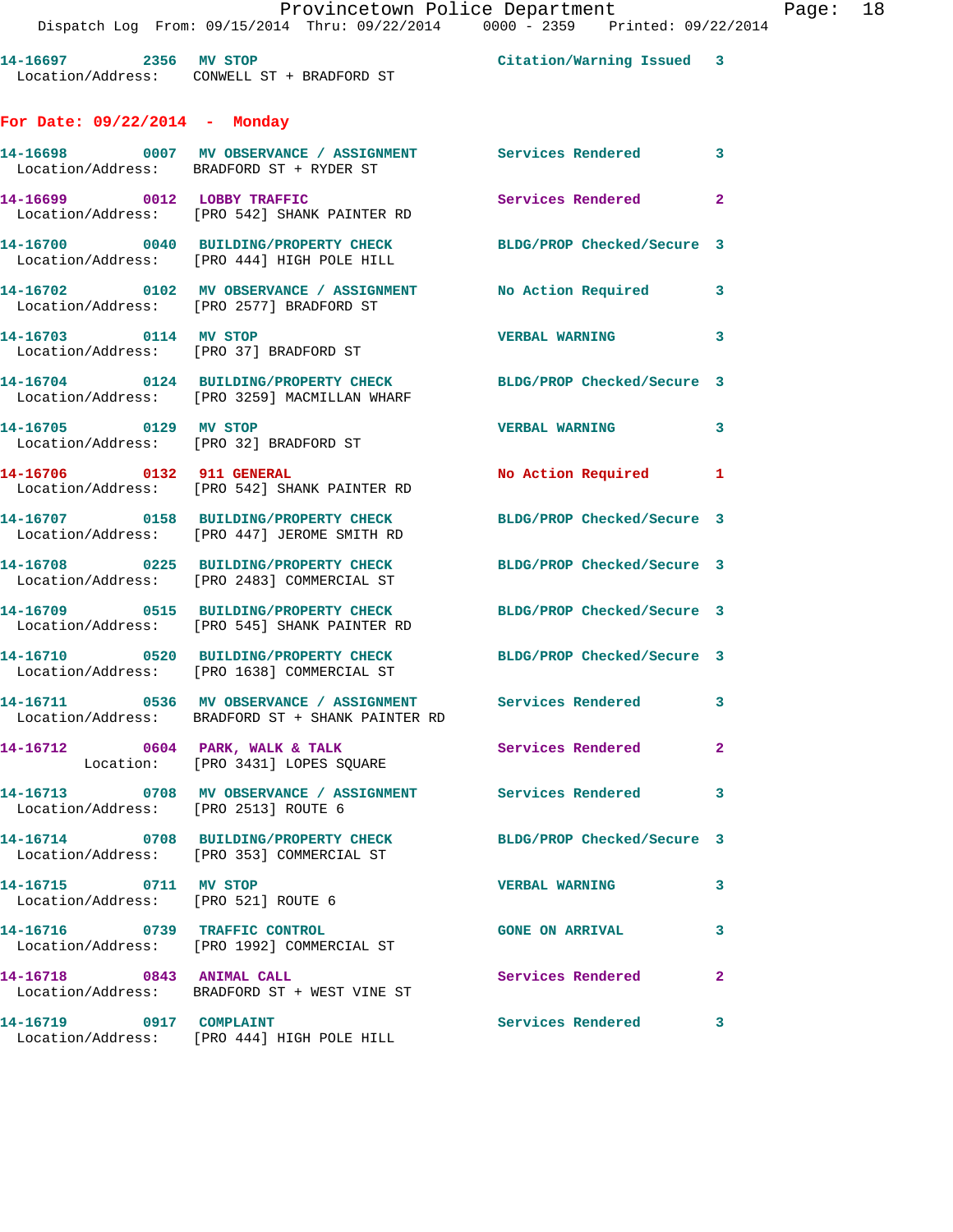14-16697 2356 MV STOP Citation/Warning Issued 3
Location/Address: CONWELL ST + BRADFORD ST

**For Date: 09/22/2014 - Monday**

14-16698 0007 MV OBSERVANCE / ASSIGNMENT Services Rendered 3
Location/Address: BRADFORD ST + RYDER ST

14-16699 0012 LOBBY TRAFFIC Services Rendered 2
Location/Address: [PRO 542] SHANK PAINTER RD

14-16700 0040 BUILDING/PROPERTY CHECK BLDG/PROP Checked/Secure 3
Location/Address: [PRO 444] HIGH POLE HILL

14-16702 0102 MV OBSERVANCE / ASSIGNMENT No Action Required 3
Location/Address: [PRO 2577] BRADFORD ST

14-16703 0114 MV STOP VERBAL WARNING 3
Location/Address: [PRO 37] BRADFORD ST

14-16704 0124 BUILDING/PROPERTY CHECK BLDG/PROP Checked/Secure 3
Location/Address: [PRO 3259] MACMILLAN WHARF

14-16705 0129 MV STOP VERBAL WARNING 3
Location/Address: [PRO 32] BRADFORD ST

14-16706 0132 911 GENERAL No Action Required 1
Location/Address: [PRO 542] SHANK PAINTER RD

14-16707 0158 BUILDING/PROPERTY CHECK BLDG/PROP Checked/Secure 3
Location/Address: [PRO 447] JEROME SMITH RD

14-16708 0225 BUILDING/PROPERTY CHECK BLDG/PROP Checked/Secure 3
Location/Address: [PRO 2483] COMMERCIAL ST

14-16709 0515 BUILDING/PROPERTY CHECK BLDG/PROP Checked/Secure 3
Location/Address: [PRO 545] SHANK PAINTER RD

14-16710 0520 BUILDING/PROPERTY CHECK BLDG/PROP Checked/Secure 3
Location/Address: [PRO 1638] COMMERCIAL ST

14-16711 0536 MV OBSERVANCE / ASSIGNMENT Services Rendered 3
Location/Address: BRADFORD ST + SHANK PAINTER RD

14-16712 0604 PARK, WALK & TALK Services Rendered 2
Location: [PRO 3431] LOPES SQUARE

14-16713 0708 MV OBSERVANCE / ASSIGNMENT Services Rendered 3
Location/Address: [PRO 2513] ROUTE 6

14-16714 0708 BUILDING/PROPERTY CHECK BLDG/PROP Checked/Secure 3
Location/Address: [PRO 353] COMMERCIAL ST

14-16715 0711 MV STOP VERBAL WARNING 3
Location/Address: [PRO 521] ROUTE 6

14-16716 0739 TRAFFIC CONTROL GONE ON ARRIVAL 3
Location/Address: [PRO 1992] COMMERCIAL ST

14-16718 0843 ANIMAL CALL Services Rendered 2
Location/Address: BRADFORD ST + WEST VINE ST

14-16719 0917 COMPLAINT Services Rendered 3
Location/Address: [PRO 444] HIGH POLE HILL